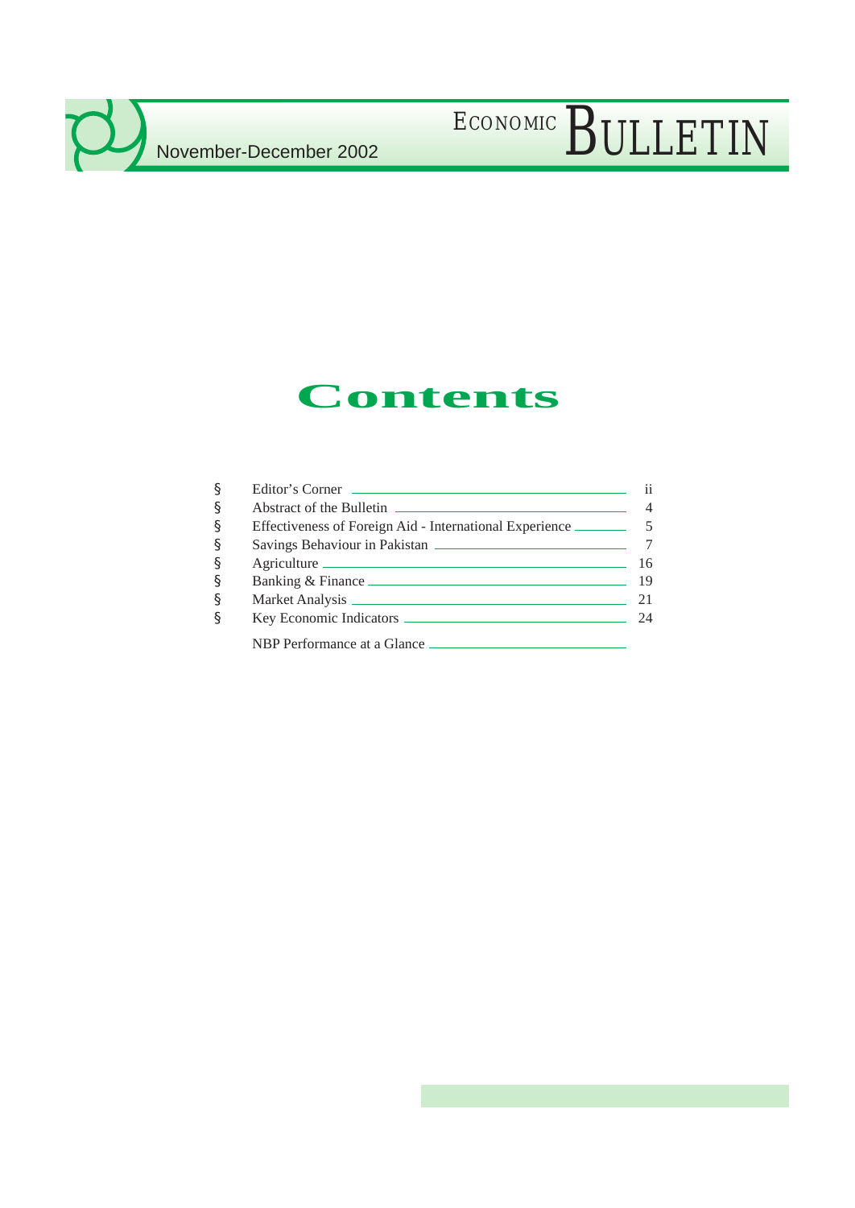# ECONOMIC BULLETIN

November-December 2002

## Contents

| | | |
|---|---|---|
| § | Editor's Corner | ii |
| § | Abstract of the Bulletin | 4 |
| § | Effectiveness of Foreign Aid - International Experience | 5 |
| § | Savings Behaviour in Pakistan | 7 |
| § | Agriculture | 16 |
| § | Banking & Finance | 19 |
| § | Market Analysis | 21 |
| § | Key Economic Indicators | 24 |
| | NBP Performance at a Glance | |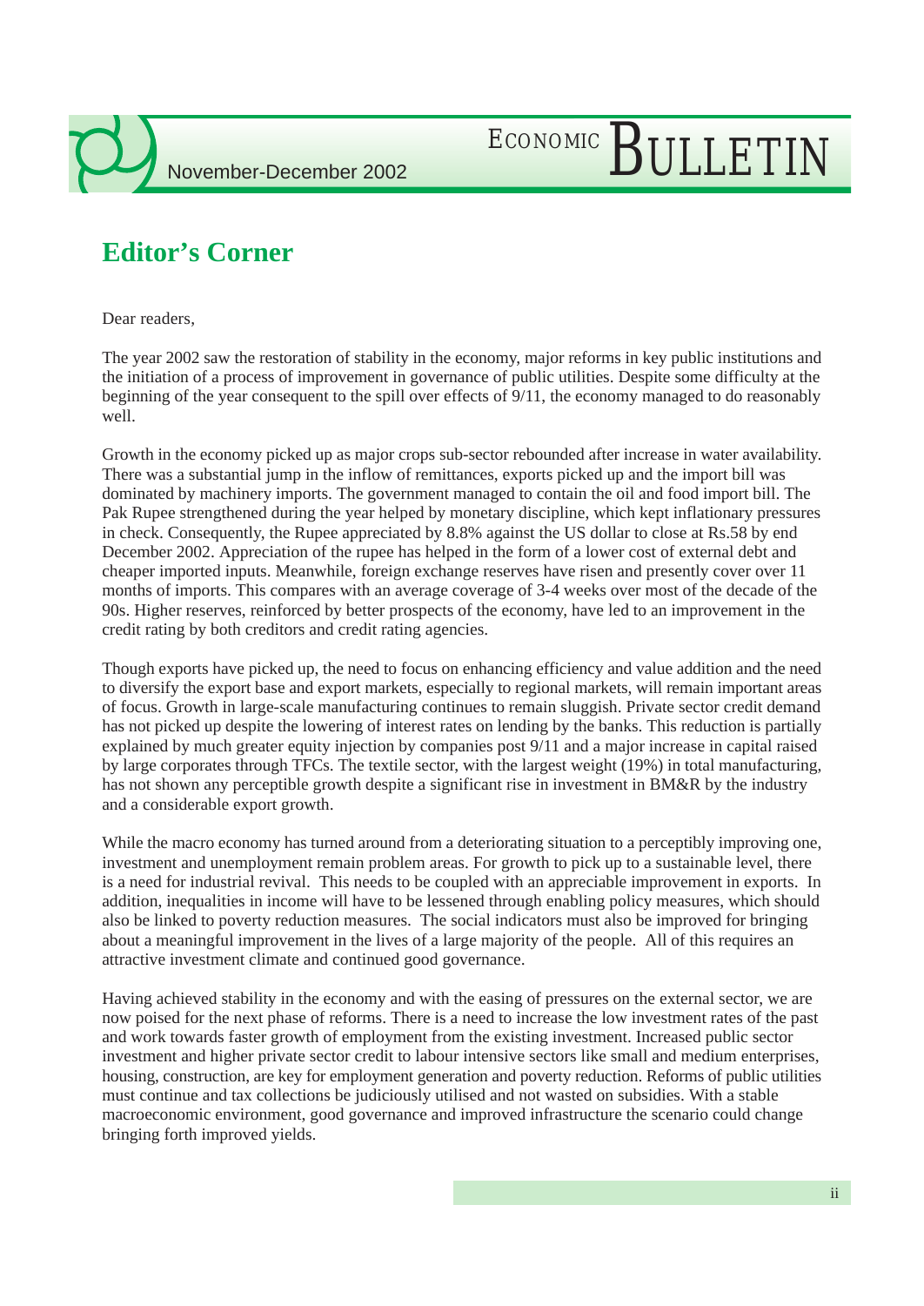## Editor's Corner

Dear readers,

The year 2002 saw the restoration of stability in the economy, major reforms in key public institutions and the initiation of a process of improvement in governance of public utilities. Despite some difficulty at the beginning of the year consequent to the spill over effects of 9/11, the economy managed to do reasonably well.

Growth in the economy picked up as major crops sub-sector rebounded after increase in water availability. There was a substantial jump in the inflow of remittances, exports picked up and the import bill was dominated by machinery imports. The government managed to contain the oil and food import bill. The Pak Rupee strengthened during the year helped by monetary discipline, which kept inflationary pressures in check. Consequently, the Rupee appreciated by 8.8% against the US dollar to close at Rs.58 by end December 2002. Appreciation of the rupee has helped in the form of a lower cost of external debt and cheaper imported inputs. Meanwhile, foreign exchange reserves have risen and presently cover over 11 months of imports. This compares with an average coverage of 3-4 weeks over most of the decade of the 90s. Higher reserves, reinforced by better prospects of the economy, have led to an improvement in the credit rating by both creditors and credit rating agencies.

Though exports have picked up, the need to focus on enhancing efficiency and value addition and the need to diversify the export base and export markets, especially to regional markets, will remain important areas of focus. Growth in large-scale manufacturing continues to remain sluggish. Private sector credit demand has not picked up despite the lowering of interest rates on lending by the banks. This reduction is partially explained by much greater equity injection by companies post 9/11 and a major increase in capital raised by large corporates through TFCs. The textile sector, with the largest weight (19%) in total manufacturing, has not shown any perceptible growth despite a significant rise in investment in BM&R by the industry and a considerable export growth.

While the macro economy has turned around from a deteriorating situation to a perceptibly improving one, investment and unemployment remain problem areas. For growth to pick up to a sustainable level, there is a need for industrial revival. This needs to be coupled with an appreciable improvement in exports. In addition, inequalities in income will have to be lessened through enabling policy measures, which should also be linked to poverty reduction measures. The social indicators must also be improved for bringing about a meaningful improvement in the lives of a large majority of the people. All of this requires an attractive investment climate and continued good governance.

Having achieved stability in the economy and with the easing of pressures on the external sector, we are now poised for the next phase of reforms. There is a need to increase the low investment rates of the past and work towards faster growth of employment from the existing investment. Increased public sector investment and higher private sector credit to labour intensive sectors like small and medium enterprises, housing, construction, are key for employment generation and poverty reduction. Reforms of public utilities must continue and tax collections be judiciously utilised and not wasted on subsidies. With a stable macroeconomic environment, good governance and improved infrastructure the scenario could change bringing forth improved yields.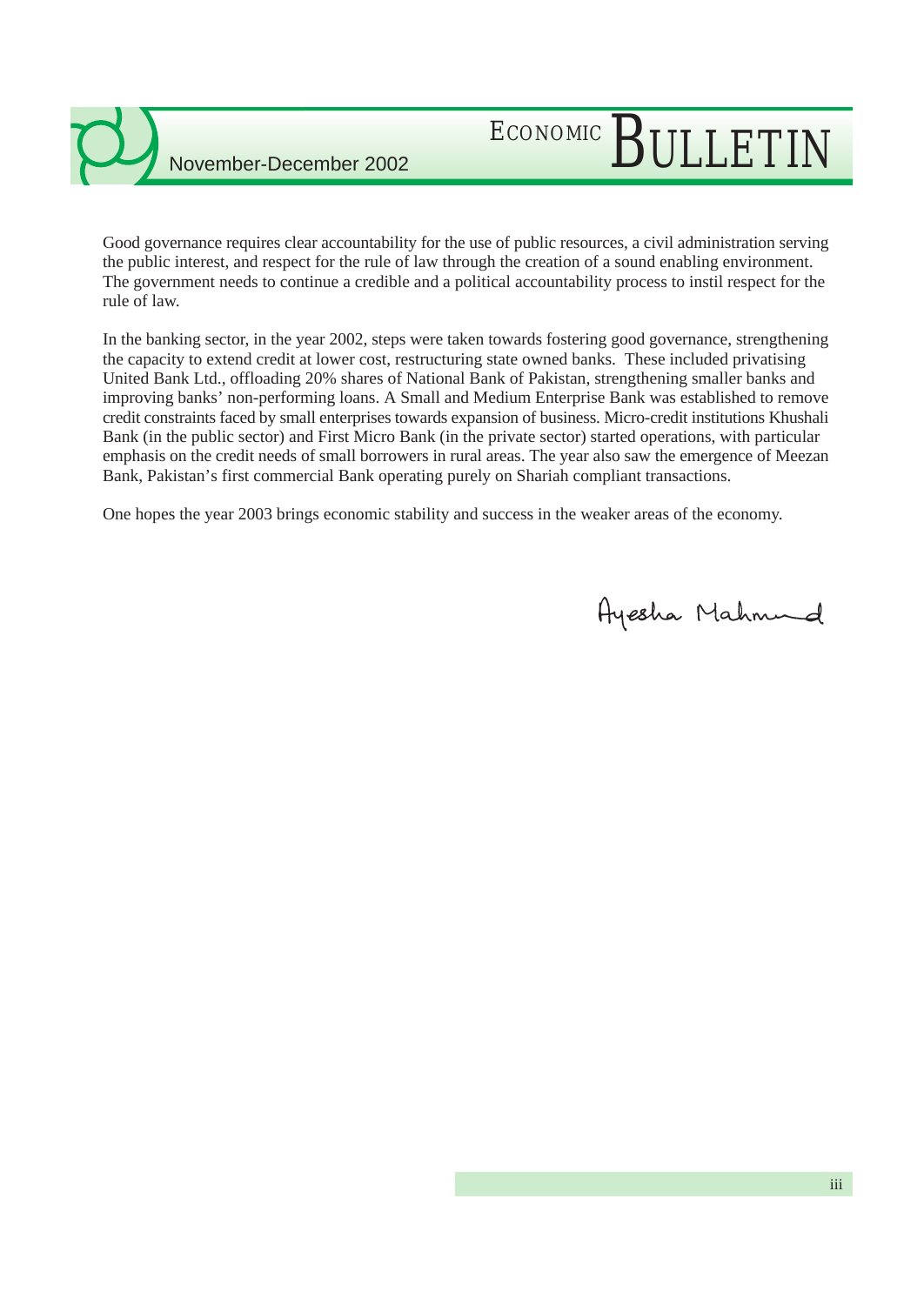Good governance requires clear accountability for the use of public resources, a civil administration serving the public interest, and respect for the rule of law through the creation of a sound enabling environment. The government needs to continue a credible and a political accountability process to instil respect for the rule of law.

In the banking sector, in the year 2002, steps were taken towards fostering good governance, strengthening the capacity to extend credit at lower cost, restructuring state owned banks. These included privatising United Bank Ltd., offloading 20% shares of National Bank of Pakistan, strengthening smaller banks and improving banks' non-performing loans. A Small and Medium Enterprise Bank was established to remove credit constraints faced by small enterprises towards expansion of business. Micro-credit institutions Khushali Bank (in the public sector) and First Micro Bank (in the private sector) started operations, with particular emphasis on the credit needs of small borrowers in rural areas. The year also saw the emergence of Meezan Bank, Pakistan's first commercial Bank operating purely on Shariah compliant transactions.

One hopes the year 2003 brings economic stability and success in the weaker areas of the economy.

Ayesha Mahmud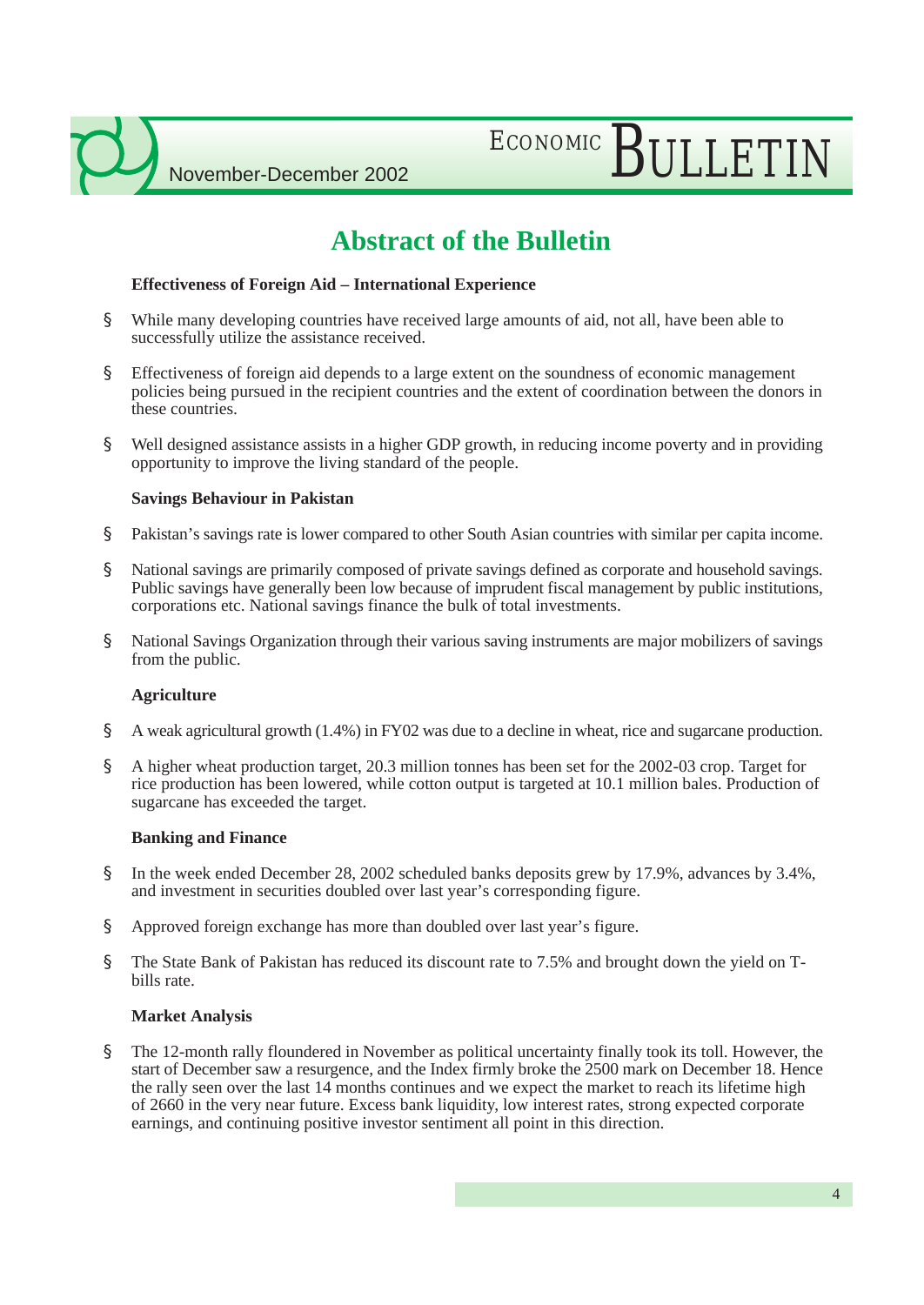# Abstract of the Bulletin

**Effectiveness of Foreign Aid – International Experience**

- While many developing countries have received large amounts of aid, not all, have been able to successfully utilize the assistance received.
- Effectiveness of foreign aid depends to a large extent on the soundness of economic management policies being pursued in the recipient countries and the extent of coordination between the donors in these countries.
- Well designed assistance assists in a higher GDP growth, in reducing income poverty and in providing opportunity to improve the living standard of the people.

**Savings Behaviour in Pakistan**

- Pakistan's savings rate is lower compared to other South Asian countries with similar per capita income.
- National savings are primarily composed of private savings defined as corporate and household savings. Public savings have generally been low because of imprudent fiscal management by public institutions, corporations etc. National savings finance the bulk of total investments.
- National Savings Organization through their various saving instruments are major mobilizers of savings from the public.

**Agriculture**

- A weak agricultural growth (1.4%) in FY02 was due to a decline in wheat, rice and sugarcane production.
- A higher wheat production target, 20.3 million tonnes has been set for the 2002-03 crop. Target for rice production has been lowered, while cotton output is targeted at 10.1 million bales. Production of sugarcane has exceeded the target.

**Banking and Finance**

- In the week ended December 28, 2002 scheduled banks deposits grew by 17.9%, advances by 3.4%, and investment in securities doubled over last year's corresponding figure.
- Approved foreign exchange has more than doubled over last year's figure.
- The State Bank of Pakistan has reduced its discount rate to 7.5% and brought down the yield on T-bills rate.

**Market Analysis**

- The 12-month rally floundered in November as political uncertainty finally took its toll. However, the start of December saw a resurgence, and the Index firmly broke the 2500 mark on December 18. Hence the rally seen over the last 14 months continues and we expect the market to reach its lifetime high of 2660 in the very near future. Excess bank liquidity, low interest rates, strong expected corporate earnings, and continuing positive investor sentiment all point in this direction.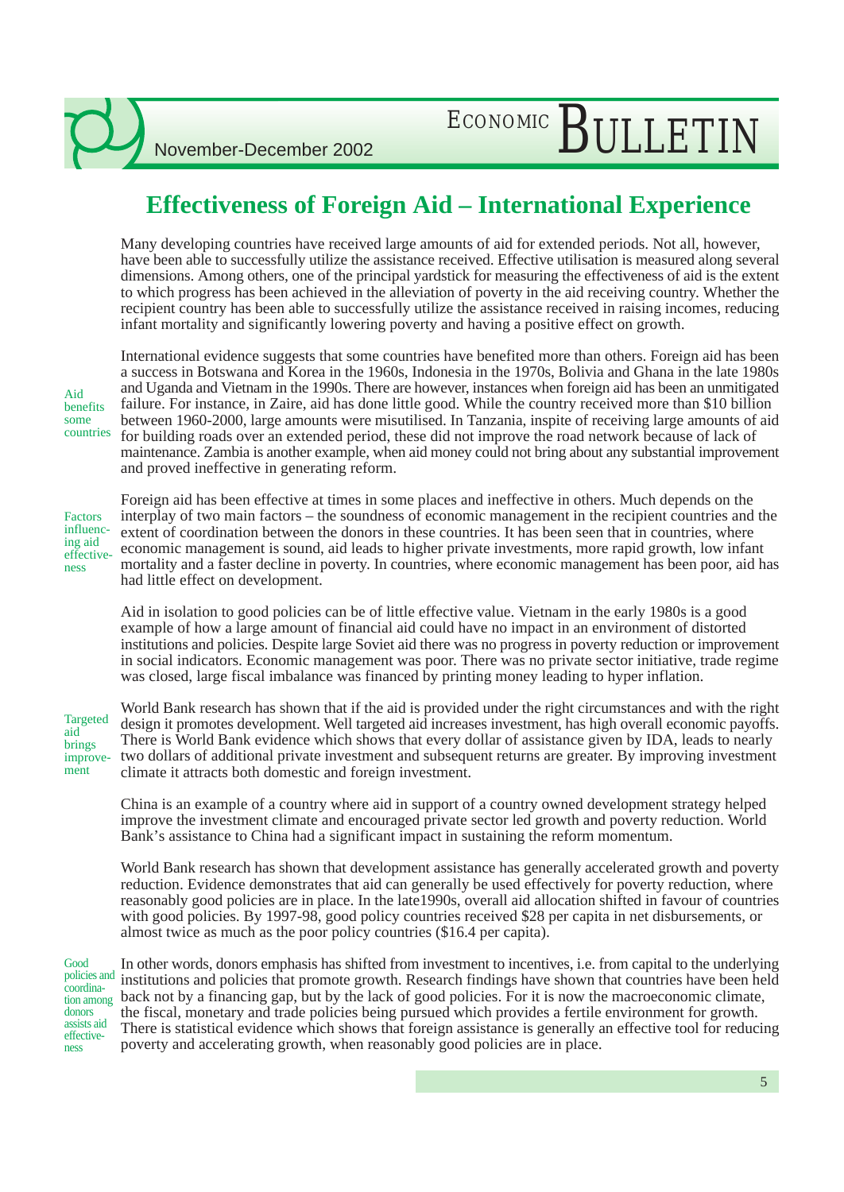# Effectiveness of Foreign Aid – International Experience

Many developing countries have received large amounts of aid for extended periods. Not all, however, have been able to successfully utilize the assistance received. Effective utilisation is measured along several dimensions. Among others, one of the principal yardstick for measuring the effectiveness of aid is the extent to which progress has been achieved in the alleviation of poverty in the aid receiving country. Whether the recipient country has been able to successfully utilize the assistance received in raising incomes, reducing infant mortality and significantly lowering poverty and having a positive effect on growth.

*Aid benefits some countries*

International evidence suggests that some countries have benefited more than others. Foreign aid has been a success in Botswana and Korea in the 1960s, Indonesia in the 1970s, Bolivia and Ghana in the late 1980s and Uganda and Vietnam in the 1990s. There are however, instances when foreign aid has been an unmitigated failure. For instance, in Zaire, aid has done little good. While the country received more than $10 billion between 1960-2000, large amounts were misutilised. In Tanzania, inspite of receiving large amounts of aid for building roads over an extended period, these did not improve the road network because of lack of maintenance. Zambia is another example, when aid money could not bring about any substantial improvement and proved ineffective in generating reform.

*Factors influencing aid effectiveness*

Foreign aid has been effective at times in some places and ineffective in others. Much depends on the interplay of two main factors – the soundness of economic management in the recipient countries and the extent of coordination between the donors in these countries. It has been seen that in countries, where economic management is sound, aid leads to higher private investments, more rapid growth, low infant mortality and a faster decline in poverty. In countries, where economic management has been poor, aid has had little effect on development.

Aid in isolation to good policies can be of little effective value. Vietnam in the early 1980s is a good example of how a large amount of financial aid could have no impact in an environment of distorted institutions and policies. Despite large Soviet aid there was no progress in poverty reduction or improvement in social indicators. Economic management was poor. There was no private sector initiative, trade regime was closed, large fiscal imbalance was financed by printing money leading to hyper inflation.

*Targeted aid brings improvement*

World Bank research has shown that if the aid is provided under the right circumstances and with the right design it promotes development. Well targeted aid increases investment, has high overall economic payoffs. There is World Bank evidence which shows that every dollar of assistance given by IDA, leads to nearly two dollars of additional private investment and subsequent returns are greater. By improving investment climate it attracts both domestic and foreign investment.

China is an example of a country where aid in support of a country owned development strategy helped improve the investment climate and encouraged private sector led growth and poverty reduction. World Bank's assistance to China had a significant impact in sustaining the reform momentum.

World Bank research has shown that development assistance has generally accelerated growth and poverty reduction. Evidence demonstrates that aid can generally be used effectively for poverty reduction, where reasonably good policies are in place. In the late1990s, overall aid allocation shifted in favour of countries with good policies. By 1997-98, good policy countries received $28 per capita in net disbursements, or almost twice as much as the poor policy countries ($16.4 per capita).

*Good policies and coordination among donors assists aid effectiveness*

In other words, donors emphasis has shifted from investment to incentives, i.e. from capital to the underlying institutions and policies that promote growth. Research findings have shown that countries have been held back not by a financing gap, but by the lack of good policies. For it is now the macroeconomic climate, the fiscal, monetary and trade policies being pursued which provides a fertile environment for growth. There is statistical evidence which shows that foreign assistance is generally an effective tool for reducing poverty and accelerating growth, when reasonably good policies are in place.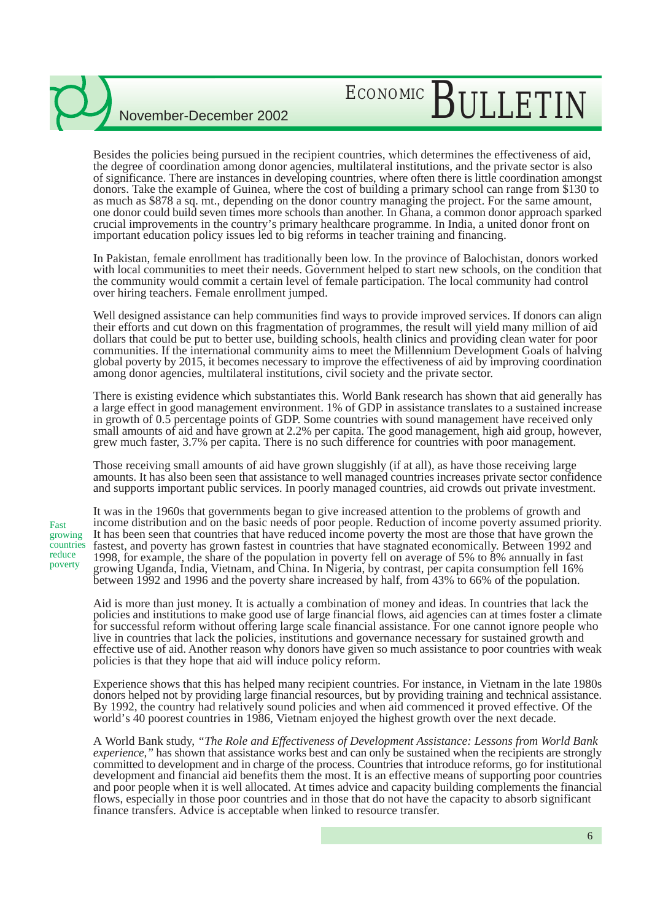Besides the policies being pursued in the recipient countries, which determines the effectiveness of aid, the degree of coordination among donor agencies, multilateral institutions, and the private sector is also of significance. There are instances in developing countries, where often there is little coordination amongst donors. Take the example of Guinea, where the cost of building a primary school can range from $130 to as much as $878 a sq. mt., depending on the donor country managing the project. For the same amount, one donor could build seven times more schools than another. In Ghana, a common donor approach sparked crucial improvements in the country's primary healthcare programme. In India, a united donor front on important education policy issues led to big reforms in teacher training and financing.

In Pakistan, female enrollment has traditionally been low. In the province of Balochistan, donors worked with local communities to meet their needs. Government helped to start new schools, on the condition that the community would commit a certain level of female participation. The local community had control over hiring teachers. Female enrollment jumped.

Well designed assistance can help communities find ways to provide improved services. If donors can align their efforts and cut down on this fragmentation of programmes, the result will yield many million of aid dollars that could be put to better use, building schools, health clinics and providing clean water for poor communities. If the international community aims to meet the Millennium Development Goals of halving global poverty by 2015, it becomes necessary to improve the effectiveness of aid by improving coordination among donor agencies, multilateral institutions, civil society and the private sector.

There is existing evidence which substantiates this. World Bank research has shown that aid generally has a large effect in good management environment. 1% of GDP in assistance translates to a sustained increase in growth of 0.5 percentage points of GDP. Some countries with sound management have received only small amounts of aid and have grown at 2.2% per capita. The good management, high aid group, however, grew much faster, 3.7% per capita. There is no such difference for countries with poor management.

Those receiving small amounts of aid have grown sluggishly (if at all), as have those receiving large amounts. It has also been seen that assistance to well managed countries increases private sector confidence and supports important public services. In poorly managed countries, aid crowds out private investment.

*Fast growing countries reduce poverty*

It was in the 1960s that governments began to give increased attention to the problems of growth and income distribution and on the basic needs of poor people. Reduction of income poverty assumed priority. It has been seen that countries that have reduced income poverty the most are those that have grown the fastest, and poverty has grown fastest in countries that have stagnated economically. Between 1992 and 1998, for example, the share of the population in poverty fell on average of 5% to 8% annually in fast growing Uganda, India, Vietnam, and China. In Nigeria, by contrast, per capita consumption fell 16% between 1992 and 1996 and the poverty share increased by half, from 43% to 66% of the population.

Aid is more than just money. It is actually a combination of money and ideas. In countries that lack the policies and institutions to make good use of large financial flows, aid agencies can at times foster a climate for successful reform without offering large scale financial assistance. For one cannot ignore people who live in countries that lack the policies, institutions and governance necessary for sustained growth and effective use of aid. Another reason why donors have given so much assistance to poor countries with weak policies is that they hope that aid will induce policy reform.

Experience shows that this has helped many recipient countries. For instance, in Vietnam in the late 1980s donors helped not by providing large financial resources, but by providing training and technical assistance. By 1992, the country had relatively sound policies and when aid commenced it proved effective. Of the world's 40 poorest countries in 1986, Vietnam enjoyed the highest growth over the next decade.

A World Bank study, *"The Role and Effectiveness of Development Assistance: Lessons from World Bank experience,"* has shown that assistance works best and can only be sustained when the recipients are strongly committed to development and in charge of the process. Countries that introduce reforms, go for institutional development and financial aid benefits them the most. It is an effective means of supporting poor countries and poor people when it is well allocated. At times advice and capacity building complements the financial flows, especially in those poor countries and in those that do not have the capacity to absorb significant finance transfers. Advice is acceptable when linked to resource transfer.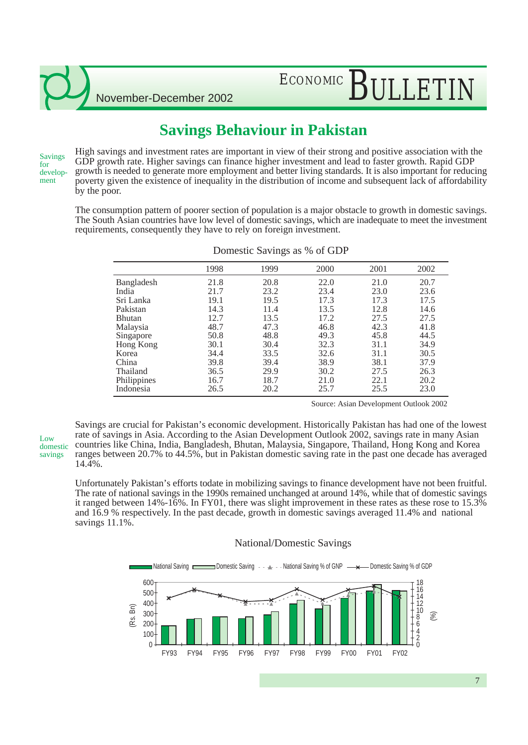## Savings Behaviour in Pakistan

Savings for development

High savings and investment rates are important in view of their strong and positive association with the GDP growth rate. Higher savings can finance higher investment and lead to faster growth. Rapid GDP growth is needed to generate more employment and better living standards. It is also important for reducing poverty given the existence of inequality in the distribution of income and subsequent lack of affordability by the poor.

The consumption pattern of poorer section of population is a major obstacle to growth in domestic savings. The South Asian countries have low level of domestic savings, which are inadequate to meet the investment requirements, consequently they have to rely on foreign investment.

Domestic Savings as % of GDP

| | 1998 | 1999 | 2000 | 2001 | 2002 |
|---|---|---|---|---|---|
| Bangladesh | 21.8 | 20.8 | 22.0 | 21.0 | 20.7 |
| India | 21.7 | 23.2 | 23.4 | 23.0 | 23.6 |
| Sri Lanka | 19.1 | 19.5 | 17.3 | 17.3 | 17.5 |
| Pakistan | 14.3 | 11.4 | 13.5 | 12.8 | 14.6 |
| Bhutan | 12.7 | 13.5 | 17.2 | 27.5 | 27.5 |
| Malaysia | 48.7 | 47.3 | 46.8 | 42.3 | 41.8 |
| Singapore | 50.8 | 48.8 | 49.3 | 45.8 | 44.5 |
| Hong Kong | 30.1 | 30.4 | 32.3 | 31.1 | 34.9 |
| Korea | 34.4 | 33.5 | 32.6 | 31.1 | 30.5 |
| China | 39.8 | 39.4 | 38.9 | 38.1 | 37.9 |
| Thailand | 36.5 | 29.9 | 30.2 | 27.5 | 26.3 |
| Philippines | 16.7 | 18.7 | 21.0 | 22.1 | 20.2 |
| Indonesia | 26.5 | 20.2 | 25.7 | 25.5 | 23.0 |

Source: Asian Development Outlook 2002

Low domestic savings

Savings are crucial for Pakistan's economic development. Historically Pakistan has had one of the lowest rate of savings in Asia. According to the Asian Development Outlook 2002, savings rate in many Asian countries like China, India, Bangladesh, Bhutan, Malaysia, Singapore, Thailand, Hong Kong and Korea ranges between 20.7% to 44.5%, but in Pakistan domestic saving rate in the past one decade has averaged 14.4%.

Unfortunately Pakistan's efforts todate in mobilizing savings to finance development have not been fruitful. The rate of national savings in the 1990s remained unchanged at around 14%, while that of domestic savings it ranged between 14%-16%. In FY01, there was slight improvement in these rates as these rose to 15.3% and 16.9 % respectively. In the past decade, growth in domestic savings averaged 11.4% and national savings 11.1%.

National/Domestic Savings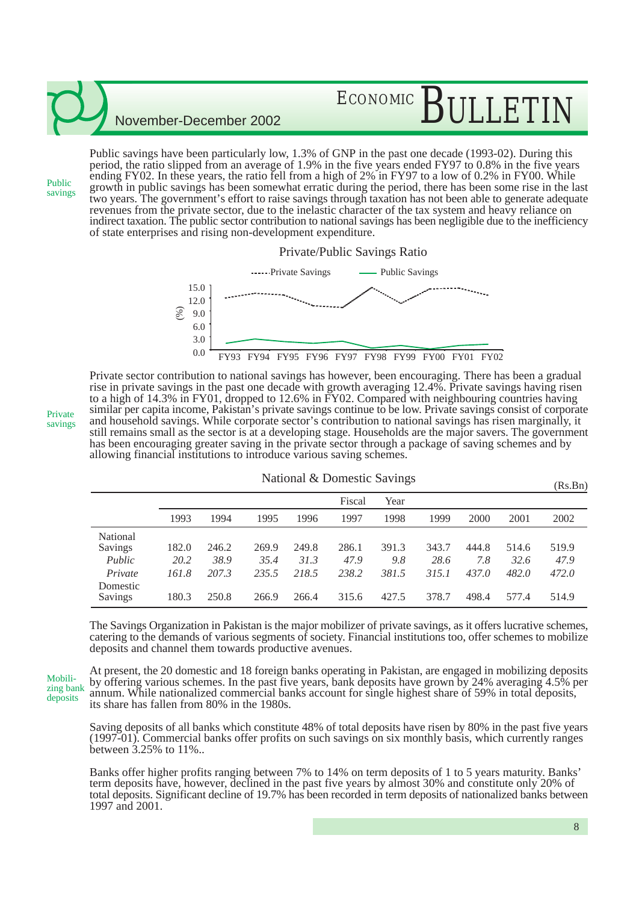**Public savings**

Public savings have been particularly low, 1.3% of GNP in the past one decade (1993-02). During this period, the ratio slipped from an average of 1.9% in the five years ended FY97 to 0.8% in the five years ending FY02. In these years, the ratio fell from a high of 2% in FY97 to a low of 0.2% in FY00. While growth in public savings has been somewhat erratic during the period, there has been some rise in the last two years. The government's effort to raise savings through taxation has not been able to generate adequate revenues from the private sector, due to the inelastic character of the tax system and heavy reliance on indirect taxation. The public sector contribution to national savings has been negligible due to the inefficiency of state enterprises and rising non-development expenditure.

Private/Public Savings Ratio

**Private savings**

Private sector contribution to national savings has however, been encouraging. There has been a gradual rise in private savings in the past one decade with growth averaging 12.4%. Private savings having risen to a high of 14.3% in FY01, dropped to 12.6% in FY02. Compared with neighbouring countries having similar per capita income, Pakistan's private savings continue to be low. Private savings consist of corporate and household savings. While corporate sector's contribution to national savings has risen marginally, it still remains small as the sector is at a developing stage. Households are the major savers. The government has been encouraging greater saving in the private sector through a package of saving schemes and by allowing financial institutions to introduce various saving schemes.

National & Domestic Savings

(Rs.Bn)

| | Fiscal Year | | | | | | | | | |
|---|---|---|---|---|---|---|---|---|---|---|
| | 1993 | 1994 | 1995 | 1996 | 1997 | 1998 | 1999 | 2000 | 2001 | 2002 |
| National Savings | 182.0 | 246.2 | 269.9 | 249.8 | 286.1 | 391.3 | 343.7 | 444.8 | 514.6 | 519.9 |
| *Public* | *20.2* | *38.9* | *35.4* | *31.3* | *47.9* | *9.8* | *28.6* | *7.8* | *32.6* | *47.9* |
| *Private* | *161.8* | *207.3* | *235.5* | *218.5* | *238.2* | *381.5* | *315.1* | *437.0* | *482.0* | *472.0* |
| Domestic Savings | 180.3 | 250.8 | 266.9 | 266.4 | 315.6 | 427.5 | 378.7 | 498.4 | 577.4 | 514.9 |

The Savings Organization in Pakistan is the major mobilizer of private savings, as it offers lucrative schemes, catering to the demands of various segments of society. Financial institutions too, offer schemes to mobilize deposits and channel them towards productive avenues.

**Mobilizing bank deposits**

At present, the 20 domestic and 18 foreign banks operating in Pakistan, are engaged in mobilizing deposits by offering various schemes. In the past five years, bank deposits have grown by 24% averaging 4.5% per annum. While nationalized commercial banks account for single highest share of 59% in total deposits, its share has fallen from 80% in the 1980s.

Saving deposits of all banks which constitute 48% of total deposits have risen by 80% in the past five years (1997-01). Commercial banks offer profits on such savings on six monthly basis, which currently ranges between 3.25% to 11%..

Banks offer higher profits ranging between 7% to 14% on term deposits of 1 to 5 years maturity. Banks' term deposits have, however, declined in the past five years by almost 30% and constitute only 20% of total deposits. Significant decline of 19.7% has been recorded in term deposits of nationalized banks between 1997 and 2001.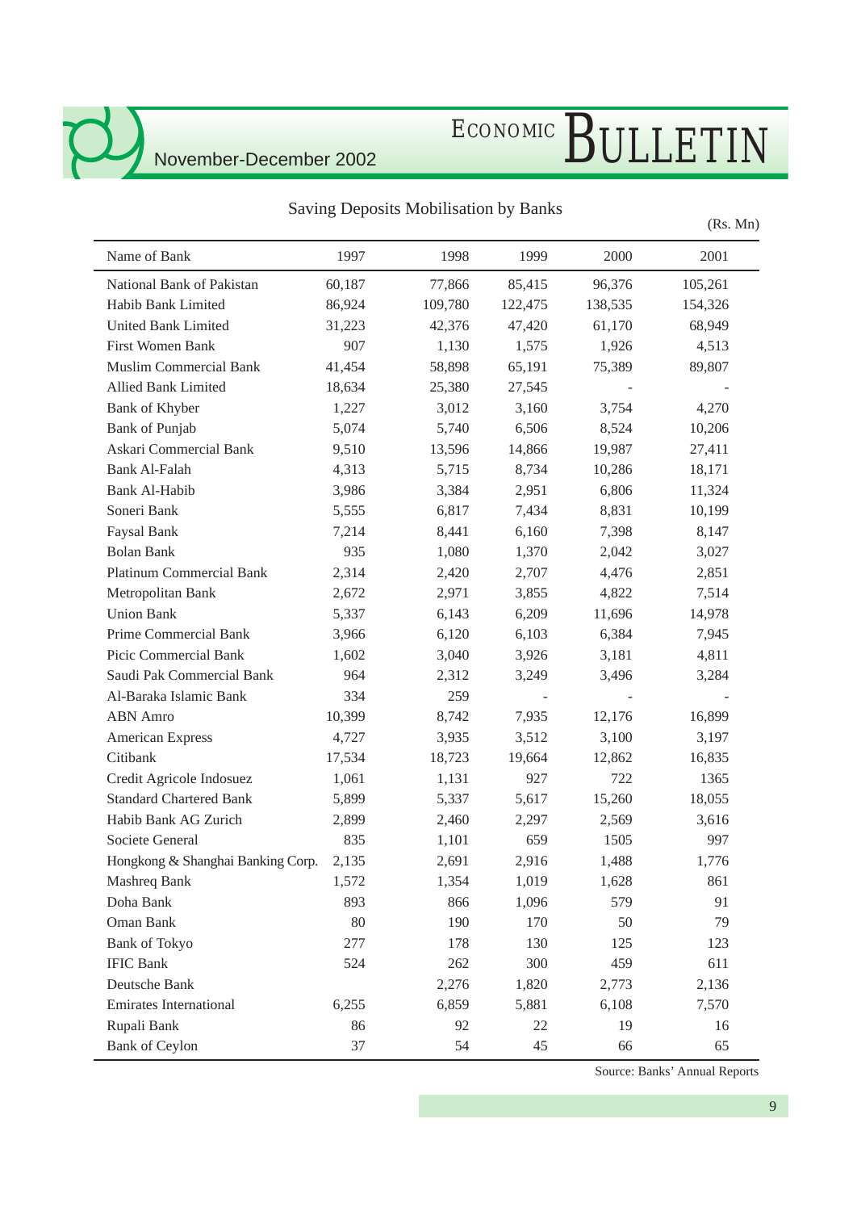## Saving Deposits Mobilisation by Banks

(Rs. Mn)

| Name of Bank | 1997 | 1998 | 1999 | 2000 | 2001 |
|---|---|---|---|---|---|
| National Bank of Pakistan | 60,187 | 77,866 | 85,415 | 96,376 | 105,261 |
| Habib Bank Limited | 86,924 | 109,780 | 122,475 | 138,535 | 154,326 |
| United Bank Limited | 31,223 | 42,376 | 47,420 | 61,170 | 68,949 |
| First Women Bank | 907 | 1,130 | 1,575 | 1,926 | 4,513 |
| Muslim Commercial Bank | 41,454 | 58,898 | 65,191 | 75,389 | 89,807 |
| Allied Bank Limited | 18,634 | 25,380 | 27,545 | - | - |
| Bank of Khyber | 1,227 | 3,012 | 3,160 | 3,754 | 4,270 |
| Bank of Punjab | 5,074 | 5,740 | 6,506 | 8,524 | 10,206 |
| Askari Commercial Bank | 9,510 | 13,596 | 14,866 | 19,987 | 27,411 |
| Bank Al-Falah | 4,313 | 5,715 | 8,734 | 10,286 | 18,171 |
| Bank Al-Habib | 3,986 | 3,384 | 2,951 | 6,806 | 11,324 |
| Soneri Bank | 5,555 | 6,817 | 7,434 | 8,831 | 10,199 |
| Faysal Bank | 7,214 | 8,441 | 6,160 | 7,398 | 8,147 |
| Bolan Bank | 935 | 1,080 | 1,370 | 2,042 | 3,027 |
| Platinum Commercial Bank | 2,314 | 2,420 | 2,707 | 4,476 | 2,851 |
| Metropolitan Bank | 2,672 | 2,971 | 3,855 | 4,822 | 7,514 |
| Union Bank | 5,337 | 6,143 | 6,209 | 11,696 | 14,978 |
| Prime Commercial Bank | 3,966 | 6,120 | 6,103 | 6,384 | 7,945 |
| Picic Commercial Bank | 1,602 | 3,040 | 3,926 | 3,181 | 4,811 |
| Saudi Pak Commercial Bank | 964 | 2,312 | 3,249 | 3,496 | 3,284 |
| Al-Baraka Islamic Bank | 334 | 259 | - | - | - |
| ABN Amro | 10,399 | 8,742 | 7,935 | 12,176 | 16,899 |
| American Express | 4,727 | 3,935 | 3,512 | 3,100 | 3,197 |
| Citibank | 17,534 | 18,723 | 19,664 | 12,862 | 16,835 |
| Credit Agricole Indosuez | 1,061 | 1,131 | 927 | 722 | 1365 |
| Standard Chartered Bank | 5,899 | 5,337 | 5,617 | 15,260 | 18,055 |
| Habib Bank AG Zurich | 2,899 | 2,460 | 2,297 | 2,569 | 3,616 |
| Societe General | 835 | 1,101 | 659 | 1505 | 997 |
| Hongkong & Shanghai Banking Corp. | 2,135 | 2,691 | 2,916 | 1,488 | 1,776 |
| Mashreq Bank | 1,572 | 1,354 | 1,019 | 1,628 | 861 |
| Doha Bank | 893 | 866 | 1,096 | 579 | 91 |
| Oman Bank | 80 | 190 | 170 | 50 | 79 |
| Bank of Tokyo | 277 | 178 | 130 | 125 | 123 |
| IFIC Bank | 524 | 262 | 300 | 459 | 611 |
| Deutsche Bank | | 2,276 | 1,820 | 2,773 | 2,136 |
| Emirates International | 6,255 | 6,859 | 5,881 | 6,108 | 7,570 |
| Rupali Bank | 86 | 92 | 22 | 19 | 16 |
| Bank of Ceylon | 37 | 54 | 45 | 66 | 65 |

Source: Banks' Annual Reports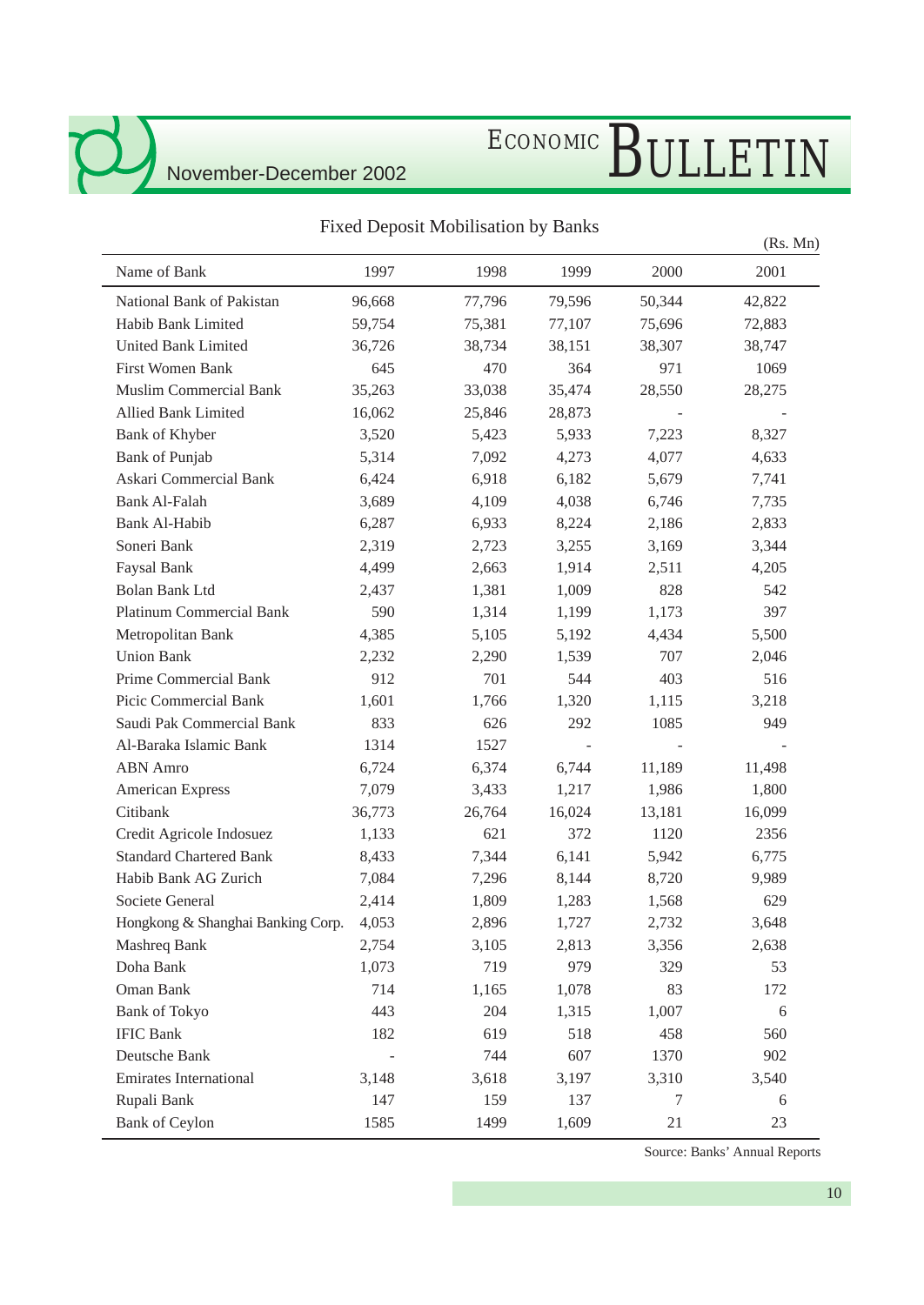## Fixed Deposit Mobilisation by Banks

(Rs. Mn)

| Name of Bank | 1997 | 1998 | 1999 | 2000 | 2001 |
|---|---|---|---|---|---|
| National Bank of Pakistan | 96,668 | 77,796 | 79,596 | 50,344 | 42,822 |
| Habib Bank Limited | 59,754 | 75,381 | 77,107 | 75,696 | 72,883 |
| United Bank Limited | 36,726 | 38,734 | 38,151 | 38,307 | 38,747 |
| First Women Bank | 645 | 470 | 364 | 971 | 1069 |
| Muslim Commercial Bank | 35,263 | 33,038 | 35,474 | 28,550 | 28,275 |
| Allied Bank Limited | 16,062 | 25,846 | 28,873 | - | - |
| Bank of Khyber | 3,520 | 5,423 | 5,933 | 7,223 | 8,327 |
| Bank of Punjab | 5,314 | 7,092 | 4,273 | 4,077 | 4,633 |
| Askari Commercial Bank | 6,424 | 6,918 | 6,182 | 5,679 | 7,741 |
| Bank Al-Falah | 3,689 | 4,109 | 4,038 | 6,746 | 7,735 |
| Bank Al-Habib | 6,287 | 6,933 | 8,224 | 2,186 | 2,833 |
| Soneri Bank | 2,319 | 2,723 | 3,255 | 3,169 | 3,344 |
| Faysal Bank | 4,499 | 2,663 | 1,914 | 2,511 | 4,205 |
| Bolan Bank Ltd | 2,437 | 1,381 | 1,009 | 828 | 542 |
| Platinum Commercial Bank | 590 | 1,314 | 1,199 | 1,173 | 397 |
| Metropolitan Bank | 4,385 | 5,105 | 5,192 | 4,434 | 5,500 |
| Union Bank | 2,232 | 2,290 | 1,539 | 707 | 2,046 |
| Prime Commercial Bank | 912 | 701 | 544 | 403 | 516 |
| Picic Commercial Bank | 1,601 | 1,766 | 1,320 | 1,115 | 3,218 |
| Saudi Pak Commercial Bank | 833 | 626 | 292 | 1085 | 949 |
| Al-Baraka Islamic Bank | 1314 | 1527 | - | - | - |
| ABN Amro | 6,724 | 6,374 | 6,744 | 11,189 | 11,498 |
| American Express | 7,079 | 3,433 | 1,217 | 1,986 | 1,800 |
| Citibank | 36,773 | 26,764 | 16,024 | 13,181 | 16,099 |
| Credit Agricole Indosuez | 1,133 | 621 | 372 | 1120 | 2356 |
| Standard Chartered Bank | 8,433 | 7,344 | 6,141 | 5,942 | 6,775 |
| Habib Bank AG Zurich | 7,084 | 7,296 | 8,144 | 8,720 | 9,989 |
| Societe General | 2,414 | 1,809 | 1,283 | 1,568 | 629 |
| Hongkong & Shanghai Banking Corp. | 4,053 | 2,896 | 1,727 | 2,732 | 3,648 |
| Mashreq Bank | 2,754 | 3,105 | 2,813 | 3,356 | 2,638 |
| Doha Bank | 1,073 | 719 | 979 | 329 | 53 |
| Oman Bank | 714 | 1,165 | 1,078 | 83 | 172 |
| Bank of Tokyo | 443 | 204 | 1,315 | 1,007 | 6 |
| IFIC Bank | 182 | 619 | 518 | 458 | 560 |
| Deutsche Bank | - | 744 | 607 | 1370 | 902 |
| Emirates International | 3,148 | 3,618 | 3,197 | 3,310 | 3,540 |
| Rupali Bank | 147 | 159 | 137 | 7 | 6 |
| Bank of Ceylon | 1585 | 1499 | 1,609 | 21 | 23 |

Source: Banks' Annual Reports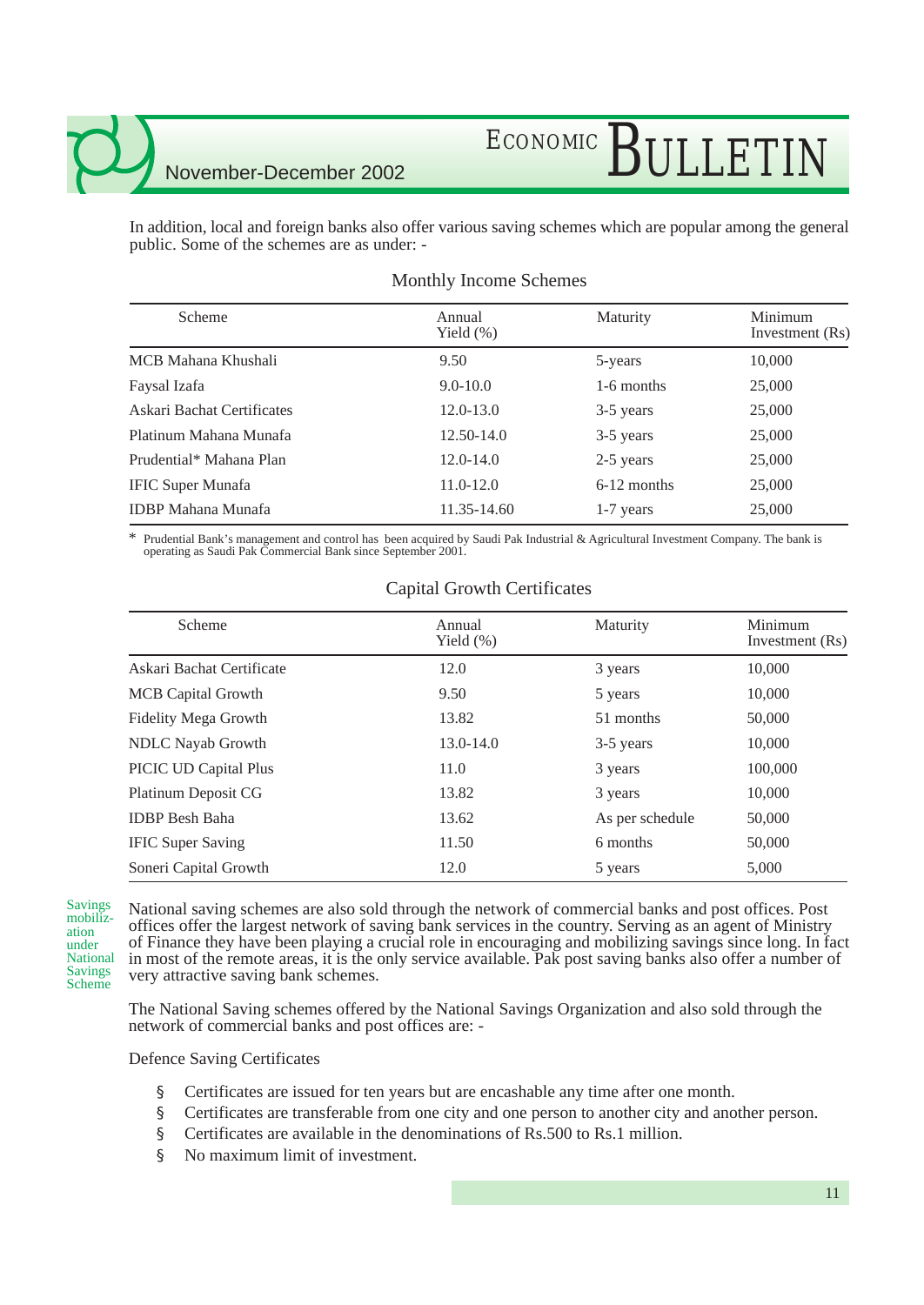In addition, local and foreign banks also offer various saving schemes which are popular among the general public. Some of the schemes are as under: -

### Monthly Income Schemes

| Scheme | Annual Yield (%) | Maturity | Minimum Investment (Rs) |
|---|---|---|---|
| MCB Mahana Khushali | 9.50 | 5-years | 10,000 |
| Faysal Izafa | 9.0-10.0 | 1-6 months | 25,000 |
| Askari Bachat Certificates | 12.0-13.0 | 3-5 years | 25,000 |
| Platinum Mahana Munafa | 12.50-14.0 | 3-5 years | 25,000 |
| Prudential* Mahana Plan | 12.0-14.0 | 2-5 years | 25,000 |
| IFIC Super Munafa | 11.0-12.0 | 6-12 months | 25,000 |
| IDBP Mahana Munafa | 11.35-14.60 | 1-7 years | 25,000 |

\* Prudential Bank's management and control has been acquired by Saudi Pak Industrial & Agricultural Investment Company. The bank is operating as Saudi Pak Commercial Bank since September 2001.

### Capital Growth Certificates

| Scheme | Annual Yield (%) | Maturity | Minimum Investment (Rs) |
|---|---|---|---|
| Askari Bachat Certificate | 12.0 | 3 years | 10,000 |
| MCB Capital Growth | 9.50 | 5 years | 10,000 |
| Fidelity Mega Growth | 13.82 | 51 months | 50,000 |
| NDLC Nayab Growth | 13.0-14.0 | 3-5 years | 10,000 |
| PICIC UD Capital Plus | 11.0 | 3 years | 100,000 |
| Platinum Deposit CG | 13.82 | 3 years | 10,000 |
| IDBP Besh Baha | 13.62 | As per schedule | 50,000 |
| IFIC Super Saving | 11.50 | 6 months | 50,000 |
| Soneri Capital Growth | 12.0 | 5 years | 5,000 |

**Savings mobilization under National Savings Scheme**

National saving schemes are also sold through the network of commercial banks and post offices. Post offices offer the largest network of saving bank services in the country. Serving as an agent of Ministry of Finance they have been playing a crucial role in encouraging and mobilizing savings since long. In fact in most of the remote areas, it is the only service available. Pak post saving banks also offer a number of very attractive saving bank schemes.

The National Saving schemes offered by the National Savings Organization and also sold through the network of commercial banks and post offices are: -

Defence Saving Certificates

- Certificates are issued for ten years but are encashable any time after one month.
- Certificates are transferable from one city and one person to another city and another person.
- Certificates are available in the denominations of Rs.500 to Rs.1 million.
- No maximum limit of investment.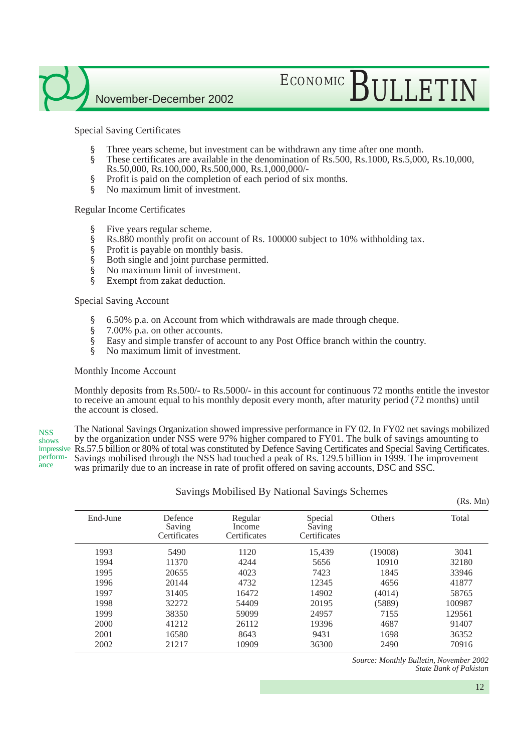Special Saving Certificates

- Three years scheme, but investment can be withdrawn any time after one month.
- These certificates are available in the denomination of Rs.500, Rs.1000, Rs.5,000, Rs.10,000, Rs.50,000, Rs.100,000, Rs.500,000, Rs.1,000,000/-
- Profit is paid on the completion of each period of six months.
- No maximum limit of investment.

Regular Income Certificates

- Five years regular scheme.
- Rs.880 monthly profit on account of Rs. 100000 subject to 10% withholding tax.
- Profit is payable on monthly basis.
- Both single and joint purchase permitted.
- No maximum limit of investment.
- Exempt from zakat deduction.

Special Saving Account

- 6.50% p.a. on Account from which withdrawals are made through cheque.
- 7.00% p.a. on other accounts.
- Easy and simple transfer of account to any Post Office branch within the country.
- No maximum limit of investment.

Monthly Income Account

Monthly deposits from Rs.500/- to Rs.5000/- in this account for continuous 72 months entitle the investor to receive an amount equal to his monthly deposit every month, after maturity period (72 months) until the account is closed.

NSS shows impressive performance

The National Savings Organization showed impressive performance in FY 02. In FY02 net savings mobilized by the organization under NSS were 97% higher compared to FY01. The bulk of savings amounting to Rs.57.5 billion or 80% of total was constituted by Defence Saving Certificates and Special Saving Certificates. Savings mobilised through the NSS had touched a peak of Rs. 129.5 billion in 1999. The improvement was primarily due to an increase in rate of profit offered on saving accounts, DSC and SSC.

Savings Mobilised By National Savings Schemes

(Rs. Mn)

| End-June | Defence Saving Certificates | Regular Income Certificates | Special Saving Certificates | Others | Total |
|---|---|---|---|---|---|
| 1993 | 5490 | 1120 | 15,439 | (19008) | 3041 |
| 1994 | 11370 | 4244 | 5656 | 10910 | 32180 |
| 1995 | 20655 | 4023 | 7423 | 1845 | 33946 |
| 1996 | 20144 | 4732 | 12345 | 4656 | 41877 |
| 1997 | 31405 | 16472 | 14902 | (4014) | 58765 |
| 1998 | 32272 | 54409 | 20195 | (5889) | 100987 |
| 1999 | 38350 | 59099 | 24957 | 7155 | 129561 |
| 2000 | 41212 | 26112 | 19396 | 4687 | 91407 |
| 2001 | 16580 | 8643 | 9431 | 1698 | 36352 |
| 2002 | 21217 | 10909 | 36300 | 2490 | 70916 |

*Source: Monthly Bulletin, November 2002*
*State Bank of Pakistan*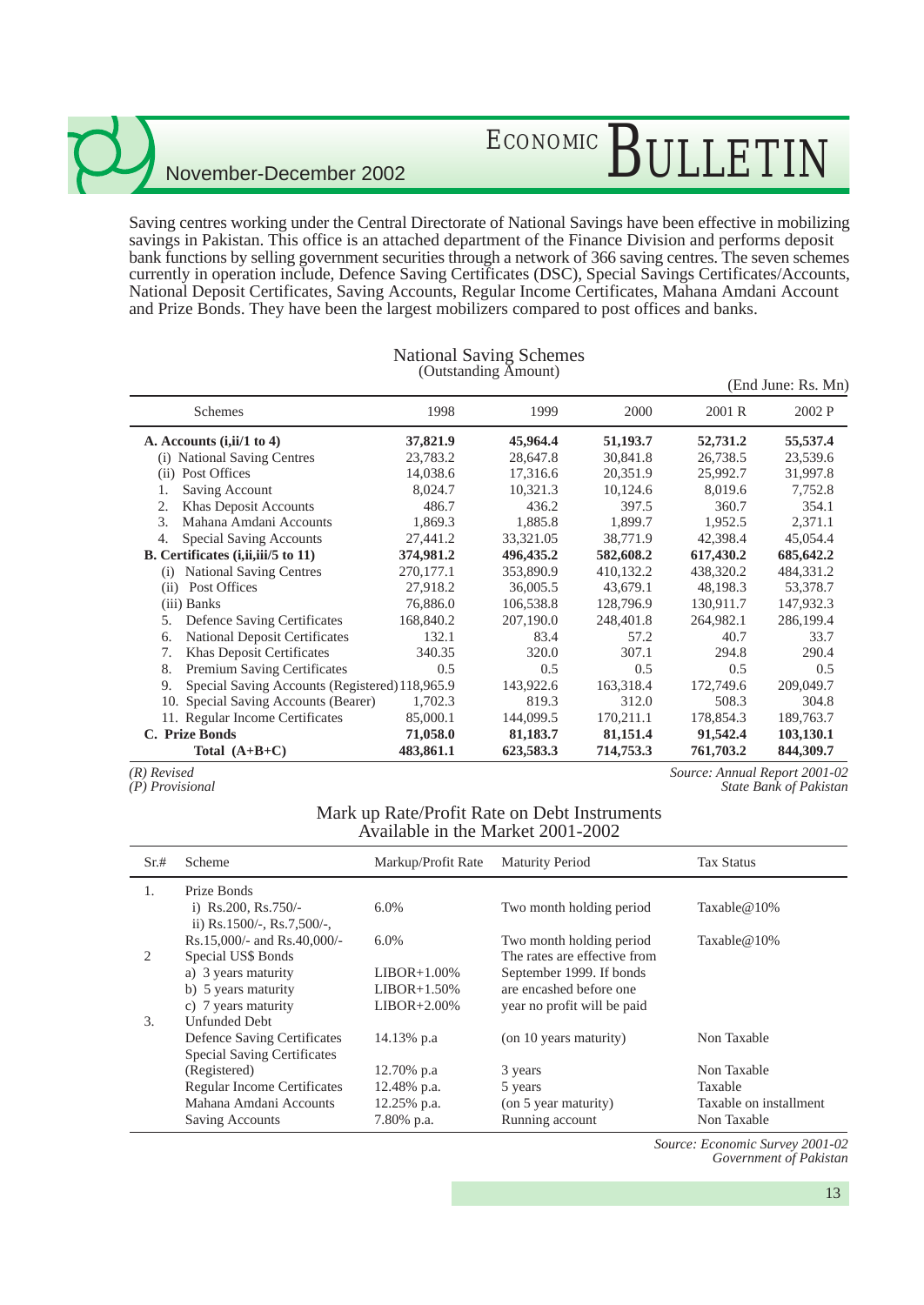Saving centres working under the Central Directorate of National Savings have been effective in mobilizing savings in Pakistan. This office is an attached department of the Finance Division and performs deposit bank functions by selling government securities through a network of 366 saving centres. The seven schemes currently in operation include, Defence Saving Certificates (DSC), Special Savings Certificates/Accounts, National Deposit Certificates, Saving Accounts, Regular Income Certificates, Mahana Amdani Account and Prize Bonds. They have been the largest mobilizers compared to post offices and banks.

### National Saving Schemes
(Outstanding Amount)

(End June: Rs. Mn)

| Schemes | 1998 | 1999 | 2000 | 2001 R | 2002 P |
|---|---|---|---|---|---|
| **A. Accounts (i,ii/1 to 4)** | **37,821.9** | **45,964.4** | **51,193.7** | **52,731.2** | **55,537.4** |
| (i) National Saving Centres | 23,783.2 | 28,647.8 | 30,841.8 | 26,738.5 | 23,539.6 |
| (ii) Post Offices | 14,038.6 | 17,316.6 | 20,351.9 | 25,992.7 | 31,997.8 |
| 1. Saving Account | 8,024.7 | 10,321.3 | 10,124.6 | 8,019.6 | 7,752.8 |
| 2. Khas Deposit Accounts | 486.7 | 436.2 | 397.5 | 360.7 | 354.1 |
| 3. Mahana Amdani Accounts | 1,869.3 | 1,885.8 | 1,899.7 | 1,952.5 | 2,371.1 |
| 4. Special Saving Accounts | 27,441.2 | 33,321.05 | 38,771.9 | 42,398.4 | 45,054.4 |
| **B. Certificates (i,ii,iii/5 to 11)** | **374,981.2** | **496,435.2** | **582,608.2** | **617,430.2** | **685,642.2** |
| (i) National Saving Centres | 270,177.1 | 353,890.9 | 410,132.2 | 438,320.2 | 484,331.2 |
| (ii) Post Offices | 27,918.2 | 36,005.5 | 43,679.1 | 48,198.3 | 53,378.7 |
| (iii) Banks | 76,886.0 | 106,538.8 | 128,796.9 | 130,911.7 | 147,932.3 |
| 5. Defence Saving Certificates | 168,840.2 | 207,190.0 | 248,401.8 | 264,982.1 | 286,199.4 |
| 6. National Deposit Certificates | 132.1 | 83.4 | 57.2 | 40.7 | 33.7 |
| 7. Khas Deposit Certificates | 340.35 | 320.0 | 307.1 | 294.8 | 290.4 |
| 8. Premium Saving Certificates | 0.5 | 0.5 | 0.5 | 0.5 | 0.5 |
| 9. Special Saving Accounts (Registered) | 118,965.9 | 143,922.6 | 163,318.4 | 172,749.6 | 209,049.7 |
| 10. Special Saving Accounts (Bearer) | 1,702.3 | 819.3 | 312.0 | 508.3 | 304.8 |
| 11. Regular Income Certificates | 85,000.1 | 144,099.5 | 170,211.1 | 178,854.3 | 189,763.7 |
| **C. Prize Bonds** | **71,058.0** | **81,183.7** | **81,151.4** | **91,542.4** | **103,130.1** |
| **Total (A+B+C)** | **483,861.1** | **623,583.3** | **714,753.3** | **761,703.2** | **844,309.7** |

*(R) Revised*
*(P) Provisional*

*Source: Annual Report 2001-02 State Bank of Pakistan*

### Mark up Rate/Profit Rate on Debt Instruments Available in the Market 2001-2002

| Sr.# | Scheme | Markup/Profit Rate | Maturity Period | Tax Status |
|---|---|---|---|---|
| 1. | Prize Bonds | | | |
| | i) Rs.200, Rs.750/- | 6.0% | Two month holding period | Taxable@10% |
| | ii) Rs.1500/-, Rs.7,500/-, Rs.15,000/- and Rs.40,000/- | 6.0% | Two month holding period | Taxable@10% |
| 2 | Special US$ Bonds | | The rates are effective from September 1999. If bonds are encashed before one year no profit will be paid | |
| | a) 3 years maturity | LIBOR+1.00% | | |
| | b) 5 years maturity | LIBOR+1.50% | | |
| | c) 7 years maturity | LIBOR+2.00% | | |
| 3. | Unfunded Debt | | | |
| | Defence Saving Certificates | 14.13% p.a | (on 10 years maturity) | Non Taxable |
| | Special Saving Certificates (Registered) | 12.70% p.a | 3 years | Non Taxable |
| | Regular Income Certificates | 12.48% p.a. | 5 years | Taxable |
| | Mahana Amdani Accounts | 12.25% p.a. | (on 5 year maturity) | Taxable on installment |
| | Saving Accounts | 7.80% p.a. | Running account | Non Taxable |

*Source: Economic Survey 2001-02 Government of Pakistan*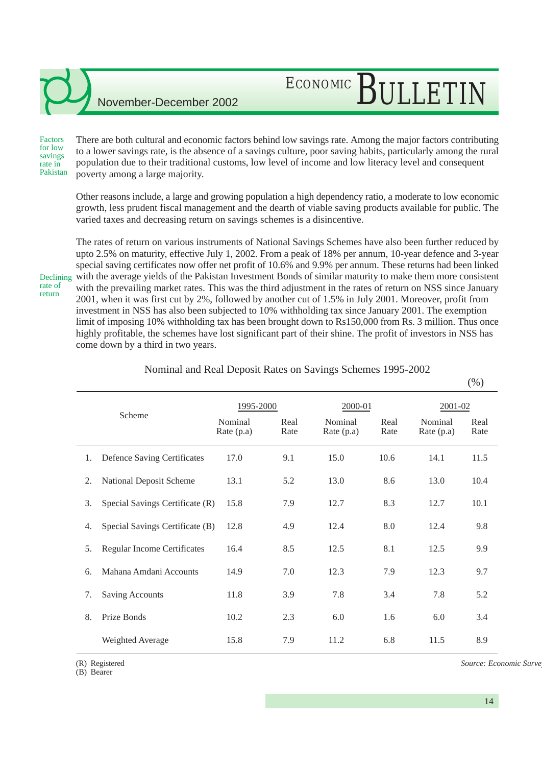**Factors for low savings rate in Pakistan**

There are both cultural and economic factors behind low savings rate. Among the major factors contributing to a lower savings rate, is the absence of a savings culture, poor saving habits, particularly among the rural population due to their traditional customs, low level of income and low literacy level and consequent poverty among a large majority.

Other reasons include, a large and growing population a high dependency ratio, a moderate to low economic growth, less prudent fiscal management and the dearth of viable saving products available for public. The varied taxes and decreasing return on savings schemes is a disincentive.

**Declining rate of return**

The rates of return on various instruments of National Savings Schemes have also been further reduced by upto 2.5% on maturity, effective July 1, 2002. From a peak of 18% per annum, 10-year defence and 3-year special saving certificates now offer net profit of 10.6% and 9.9% per annum. These returns had been linked with the average yields of the Pakistan Investment Bonds of similar maturity to make them more consistent with the prevailing market rates. This was the third adjustment in the rates of return on NSS since January 2001, when it was first cut by 2%, followed by another cut of 1.5% in July 2001. Moreover, profit from investment in NSS has also been subjected to 10% withholding tax since January 2001. The exemption limit of imposing 10% withholding tax has been brought down to Rs150,000 from Rs. 3 million. Thus once highly profitable, the schemes have lost significant part of their shine. The profit of investors in NSS has come down by a third in two years.

Nominal and Real Deposit Rates on Savings Schemes 1995-2002

(%)

| | Scheme | 1995-2000 | | 2000-01 | | 2001-02 | |
|---|---|---|---|---|---|---|---|
| | | Nominal Rate (p.a) | Real Rate | Nominal Rate (p.a) | Real Rate | Nominal Rate (p.a) | Real Rate |
| 1. | Defence Saving Certificates | 17.0 | 9.1 | 15.0 | 10.6 | 14.1 | 11.5 |
| 2. | National Deposit Scheme | 13.1 | 5.2 | 13.0 | 8.6 | 13.0 | 10.4 |
| 3. | Special Savings Certificate (R) | 15.8 | 7.9 | 12.7 | 8.3 | 12.7 | 10.1 |
| 4. | Special Savings Certificate (B) | 12.8 | 4.9 | 12.4 | 8.0 | 12.4 | 9.8 |
| 5. | Regular Income Certificates | 16.4 | 8.5 | 12.5 | 8.1 | 12.5 | 9.9 |
| 6. | Mahana Amdani Accounts | 14.9 | 7.0 | 12.3 | 7.9 | 12.3 | 9.7 |
| 7. | Saving Accounts | 11.8 | 3.9 | 7.8 | 3.4 | 7.8 | 5.2 |
| 8. | Prize Bonds | 10.2 | 2.3 | 6.0 | 1.6 | 6.0 | 3.4 |
| | Weighted Average | 15.8 | 7.9 | 11.2 | 6.8 | 11.5 | 8.9 |

(R) Registered
(B) Bearer

*Source: Economic Survey*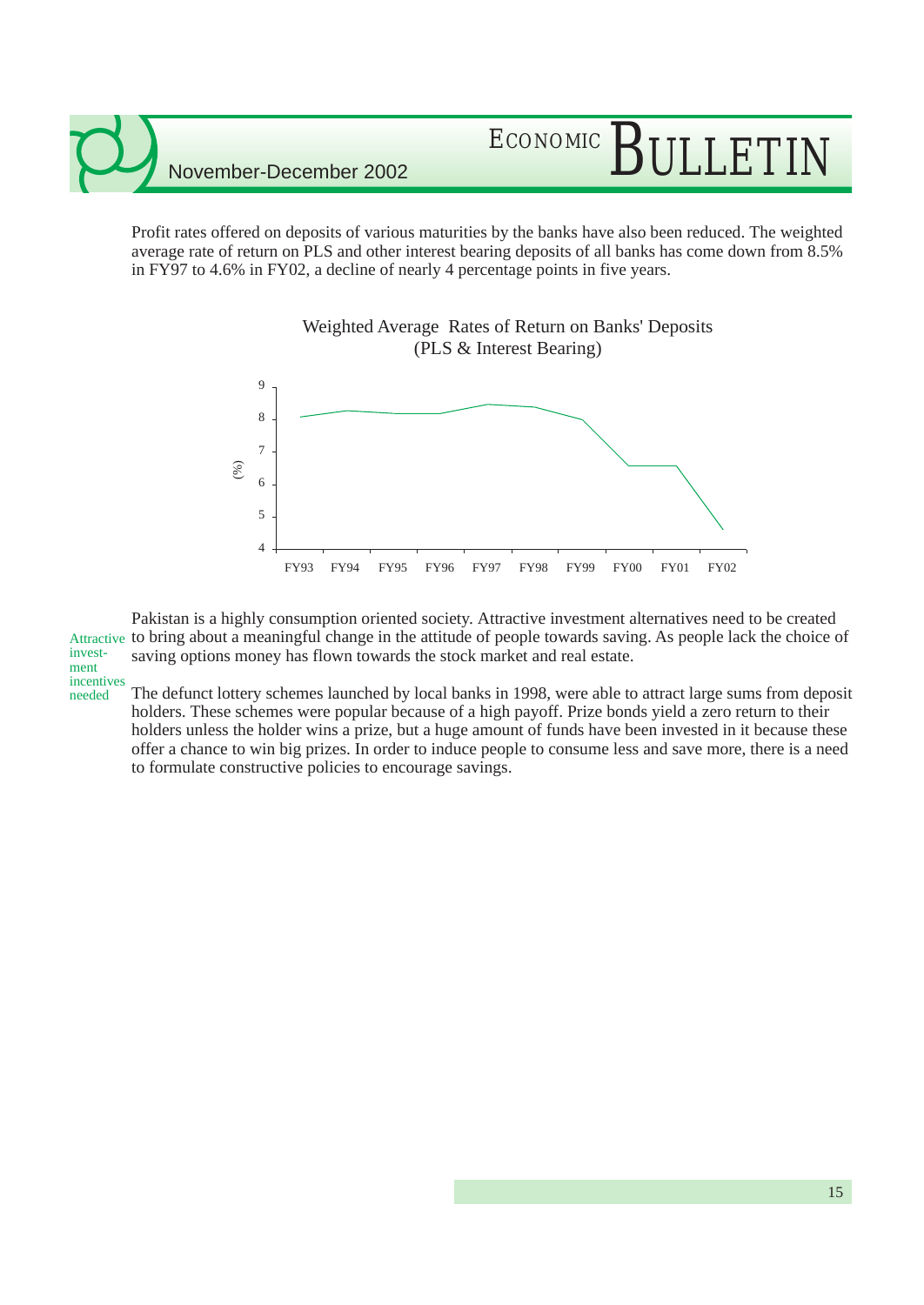Profit rates offered on deposits of various maturities by the banks have also been reduced. The weighted average rate of return on PLS and other interest bearing deposits of all banks has come down from 8.5% in FY97 to 4.6% in FY02, a decline of nearly 4 percentage points in five years.

Weighted Average Rates of Return on Banks' Deposits
(PLS & Interest Bearing)

(%)

9
8
7
6
5
4

FY93 FY94 FY95 FY96 FY97 FY98 FY99 FY00 FY01 FY02

Attractive investment incentives needed

Pakistan is a highly consumption oriented society. Attractive investment alternatives need to be created to bring about a meaningful change in the attitude of people towards saving. As people lack the choice of saving options money has flown towards the stock market and real estate.

The defunct lottery schemes launched by local banks in 1998, were able to attract large sums from deposit holders. These schemes were popular because of a high payoff. Prize bonds yield a zero return to their holders unless the holder wins a prize, but a huge amount of funds have been invested in it because these offer a chance to win big prizes. In order to induce people to consume less and save more, there is a need to formulate constructive policies to encourage savings.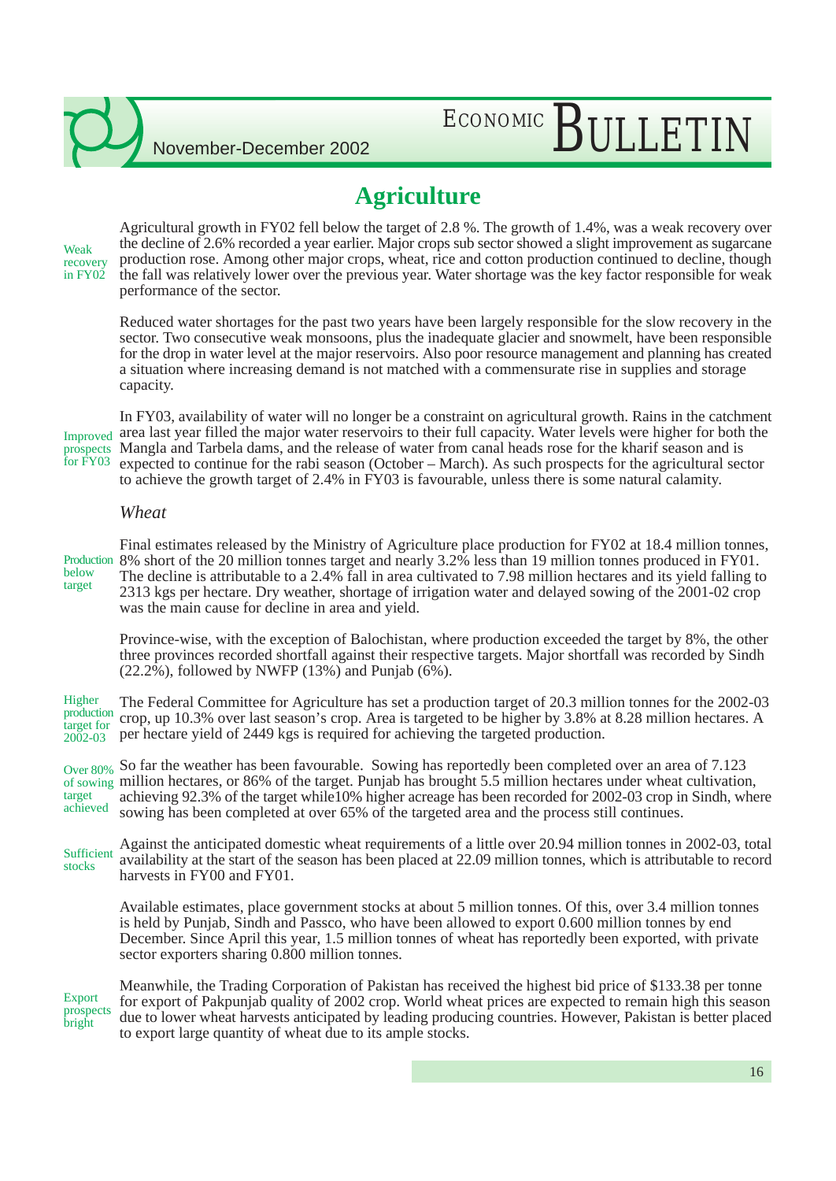# Agriculture

*Weak recovery in FY02*

Agricultural growth in FY02 fell below the target of 2.8 %. The growth of 1.4%, was a weak recovery over the decline of 2.6% recorded a year earlier. Major crops sub sector showed a slight improvement as sugarcane production rose. Among other major crops, wheat, rice and cotton production continued to decline, though the fall was relatively lower over the previous year. Water shortage was the key factor responsible for weak performance of the sector.

Reduced water shortages for the past two years have been largely responsible for the slow recovery in the sector. Two consecutive weak monsoons, plus the inadequate glacier and snowmelt, have been responsible for the drop in water level at the major reservoirs. Also poor resource management and planning has created a situation where increasing demand is not matched with a commensurate rise in supplies and storage capacity.

*Improved prospects for FY03*

In FY03, availability of water will no longer be a constraint on agricultural growth. Rains in the catchment area last year filled the major water reservoirs to their full capacity. Water levels were higher for both the Mangla and Tarbela dams, and the release of water from canal heads rose for the kharif season and is expected to continue for the rabi season (October – March). As such prospects for the agricultural sector to achieve the growth target of 2.4% in FY03 is favourable, unless there is some natural calamity.

## *Wheat*

*Production below target*

Final estimates released by the Ministry of Agriculture place production for FY02 at 18.4 million tonnes, 8% short of the 20 million tonnes target and nearly 3.2% less than 19 million tonnes produced in FY01. The decline is attributable to a 2.4% fall in area cultivated to 7.98 million hectares and its yield falling to 2313 kgs per hectare. Dry weather, shortage of irrigation water and delayed sowing of the 2001-02 crop was the main cause for decline in area and yield.

Province-wise, with the exception of Balochistan, where production exceeded the target by 8%, the other three provinces recorded shortfall against their respective targets. Major shortfall was recorded by Sindh (22.2%), followed by NWFP (13%) and Punjab (6%).

*Higher production target for 2002-03*

The Federal Committee for Agriculture has set a production target of 20.3 million tonnes for the 2002-03 crop, up 10.3% over last season's crop. Area is targeted to be higher by 3.8% at 8.28 million hectares. A per hectare yield of 2449 kgs is required for achieving the targeted production.

*Over 80% of sowing target achieved*

So far the weather has been favourable. Sowing has reportedly been completed over an area of 7.123 million hectares, or 86% of the target. Punjab has brought 5.5 million hectares under wheat cultivation, achieving 92.3% of the target while10% higher acreage has been recorded for 2002-03 crop in Sindh, where sowing has been completed at over 65% of the targeted area and the process still continues.

*Sufficient stocks*

Against the anticipated domestic wheat requirements of a little over 20.94 million tonnes in 2002-03, total availability at the start of the season has been placed at 22.09 million tonnes, which is attributable to record harvests in FY00 and FY01.

Available estimates, place government stocks at about 5 million tonnes. Of this, over 3.4 million tonnes is held by Punjab, Sindh and Passco, who have been allowed to export 0.600 million tonnes by end December. Since April this year, 1.5 million tonnes of wheat has reportedly been exported, with private sector exporters sharing 0.800 million tonnes.

*Export prospects bright*

Meanwhile, the Trading Corporation of Pakistan has received the highest bid price of $133.38 per tonne for export of Pakpunjab quality of 2002 crop. World wheat prices are expected to remain high this season due to lower wheat harvests anticipated by leading producing countries. However, Pakistan is better placed to export large quantity of wheat due to its ample stocks.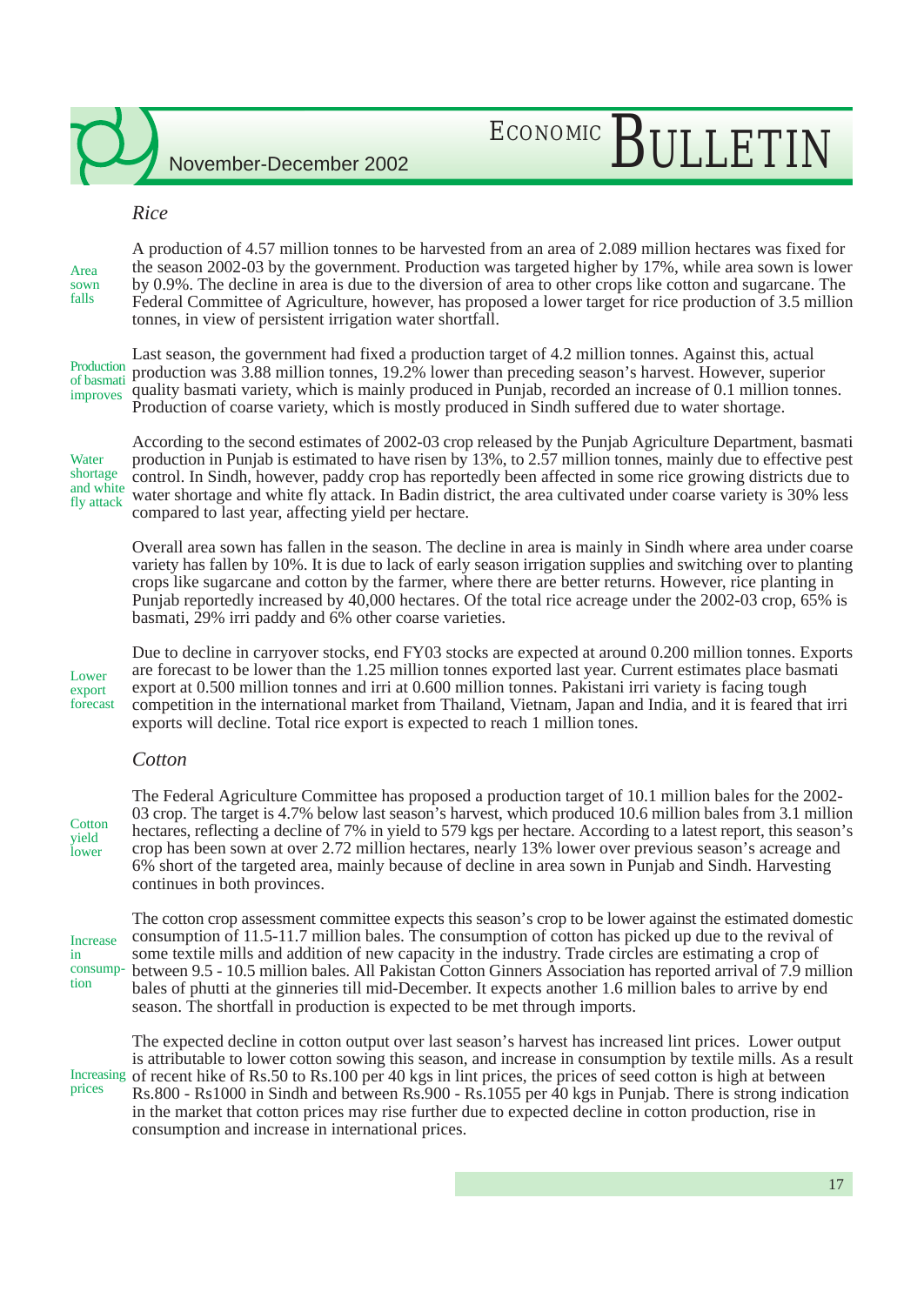## *Rice*

Area sown falls

A production of 4.57 million tonnes to be harvested from an area of 2.089 million hectares was fixed for the season 2002-03 by the government. Production was targeted higher by 17%, while area sown is lower by 0.9%. The decline in area is due to the diversion of area to other crops like cotton and sugarcane. The Federal Committee of Agriculture, however, has proposed a lower target for rice production of 3.5 million tonnes, in view of persistent irrigation water shortfall.

Production of basmati improves

Last season, the government had fixed a production target of 4.2 million tonnes. Against this, actual production was 3.88 million tonnes, 19.2% lower than preceding season's harvest. However, superior quality basmati variety, which is mainly produced in Punjab, recorded an increase of 0.1 million tonnes. Production of coarse variety, which is mostly produced in Sindh suffered due to water shortage.

Water shortage and white fly attack

According to the second estimates of 2002-03 crop released by the Punjab Agriculture Department, basmati production in Punjab is estimated to have risen by 13%, to 2.57 million tonnes, mainly due to effective pest control. In Sindh, however, paddy crop has reportedly been affected in some rice growing districts due to water shortage and white fly attack. In Badin district, the area cultivated under coarse variety is 30% less compared to last year, affecting yield per hectare.

Overall area sown has fallen in the season. The decline in area is mainly in Sindh where area under coarse variety has fallen by 10%. It is due to lack of early season irrigation supplies and switching over to planting crops like sugarcane and cotton by the farmer, where there are better returns. However, rice planting in Punjab reportedly increased by 40,000 hectares. Of the total rice acreage under the 2002-03 crop, 65% is basmati, 29% irri paddy and 6% other coarse varieties.

Lower export forecast

Due to decline in carryover stocks, end FY03 stocks are expected at around 0.200 million tonnes. Exports are forecast to be lower than the 1.25 million tonnes exported last year. Current estimates place basmati export at 0.500 million tonnes and irri at 0.600 million tonnes. Pakistani irri variety is facing tough competition in the international market from Thailand, Vietnam, Japan and India, and it is feared that irri exports will decline. Total rice export is expected to reach 1 million tones.

## *Cotton*

Cotton yield lower

The Federal Agriculture Committee has proposed a production target of 10.1 million bales for the 2002-03 crop. The target is 4.7% below last season's harvest, which produced 10.6 million bales from 3.1 million hectares, reflecting a decline of 7% in yield to 579 kgs per hectare. According to a latest report, this season's crop has been sown at over 2.72 million hectares, nearly 13% lower over previous season's acreage and 6% short of the targeted area, mainly because of decline in area sown in Punjab and Sindh. Harvesting continues in both provinces.

Increase in consumption

The cotton crop assessment committee expects this season's crop to be lower against the estimated domestic consumption of 11.5-11.7 million bales. The consumption of cotton has picked up due to the revival of some textile mills and addition of new capacity in the industry. Trade circles are estimating a crop of between 9.5 - 10.5 million bales. All Pakistan Cotton Ginners Association has reported arrival of 7.9 million bales of phutti at the ginneries till mid-December. It expects another 1.6 million bales to arrive by end season. The shortfall in production is expected to be met through imports.

Increasing prices

The expected decline in cotton output over last season's harvest has increased lint prices. Lower output is attributable to lower cotton sowing this season, and increase in consumption by textile mills. As a result of recent hike of Rs.50 to Rs.100 per 40 kgs in lint prices, the prices of seed cotton is high at between Rs.800 - Rs1000 in Sindh and between Rs.900 - Rs.1055 per 40 kgs in Punjab. There is strong indication in the market that cotton prices may rise further due to expected decline in cotton production, rise in consumption and increase in international prices.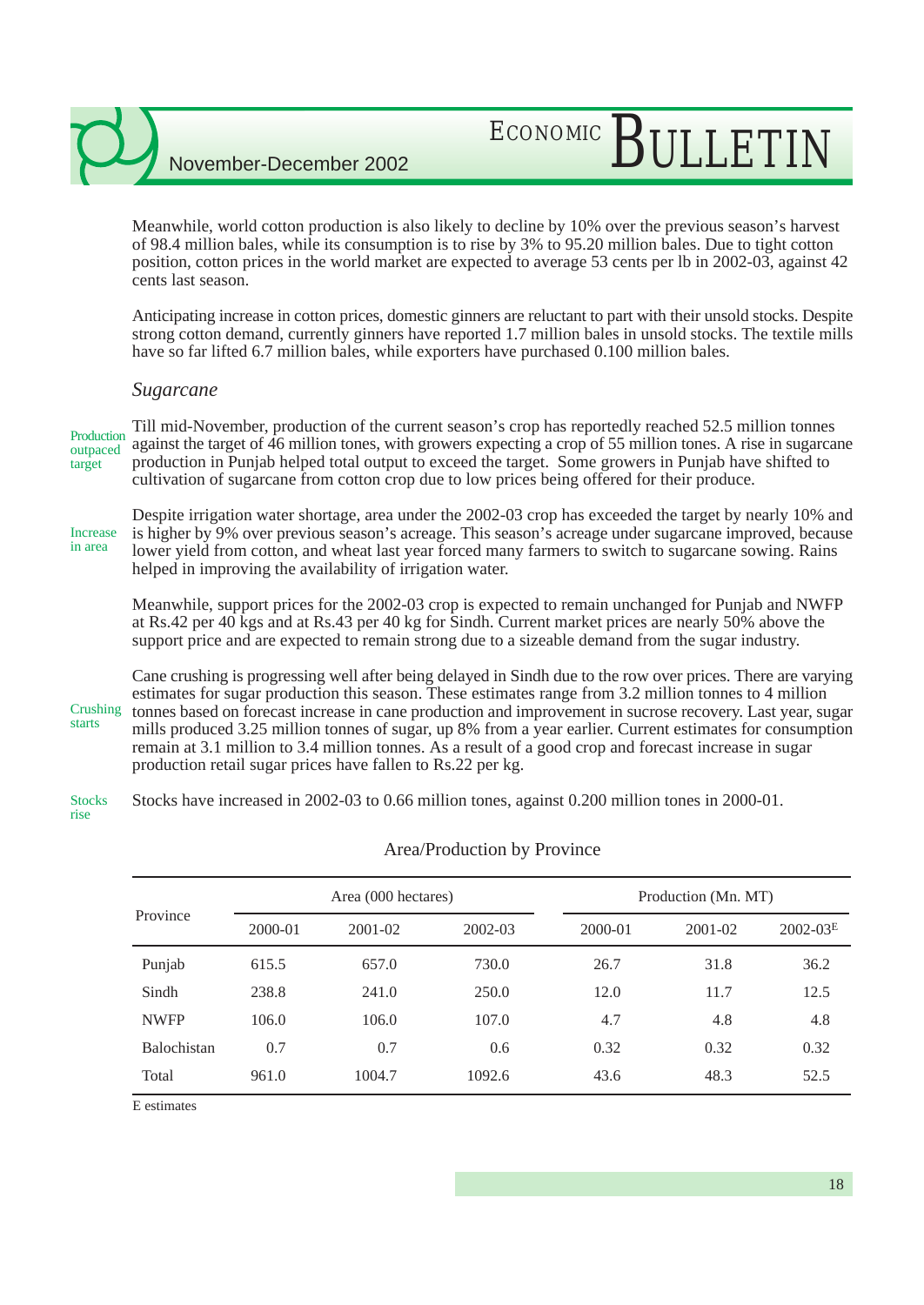Meanwhile, world cotton production is also likely to decline by 10% over the previous season's harvest of 98.4 million bales, while its consumption is to rise by 3% to 95.20 million bales. Due to tight cotton position, cotton prices in the world market are expected to average 53 cents per lb in 2002-03, against 42 cents last season.

Anticipating increase in cotton prices, domestic ginners are reluctant to part with their unsold stocks. Despite strong cotton demand, currently ginners have reported 1.7 million bales in unsold stocks. The textile mills have so far lifted 6.7 million bales, while exporters have purchased 0.100 million bales.

### *Sugarcane*

Production outpaced target

Till mid-November, production of the current season's crop has reportedly reached 52.5 million tonnes against the target of 46 million tones, with growers expecting a crop of 55 million tones. A rise in sugarcane production in Punjab helped total output to exceed the target. Some growers in Punjab have shifted to cultivation of sugarcane from cotton crop due to low prices being offered for their produce.

Increase in area

Despite irrigation water shortage, area under the 2002-03 crop has exceeded the target by nearly 10% and is higher by 9% over previous season's acreage. This season's acreage under sugarcane improved, because lower yield from cotton, and wheat last year forced many farmers to switch to sugarcane sowing. Rains helped in improving the availability of irrigation water.

Meanwhile, support prices for the 2002-03 crop is expected to remain unchanged for Punjab and NWFP at Rs.42 per 40 kgs and at Rs.43 per 40 kg for Sindh. Current market prices are nearly 50% above the support price and are expected to remain strong due to a sizeable demand from the sugar industry.

Crushing starts

Cane crushing is progressing well after being delayed in Sindh due to the row over prices. There are varying estimates for sugar production this season. These estimates range from 3.2 million tonnes to 4 million tonnes based on forecast increase in cane production and improvement in sucrose recovery. Last year, sugar mills produced 3.25 million tonnes of sugar, up 8% from a year earlier. Current estimates for consumption remain at 3.1 million to 3.4 million tonnes. As a result of a good crop and forecast increase in sugar production retail sugar prices have fallen to Rs.22 per kg.

Stocks rise

Stocks have increased in 2002-03 to 0.66 million tones, against 0.200 million tones in 2000-01.

Area/Production by Province

| Province | Area (000 hectares) | | | Production (Mn. MT) | | |
|---|---|---|---|---|---|---|
| | 2000-01 | 2001-02 | 2002-03 | 2000-01 | 2001-02 | 2002-03[E] |
| Punjab | 615.5 | 657.0 | 730.0 | 26.7 | 31.8 | 36.2 |
| Sindh | 238.8 | 241.0 | 250.0 | 12.0 | 11.7 | 12.5 |
| NWFP | 106.0 | 106.0 | 107.0 | 4.7 | 4.8 | 4.8 |
| Balochistan | 0.7 | 0.7 | 0.6 | 0.32 | 0.32 | 0.32 |
| Total | 961.0 | 1004.7 | 1092.6 | 43.6 | 48.3 | 52.5 |

E estimates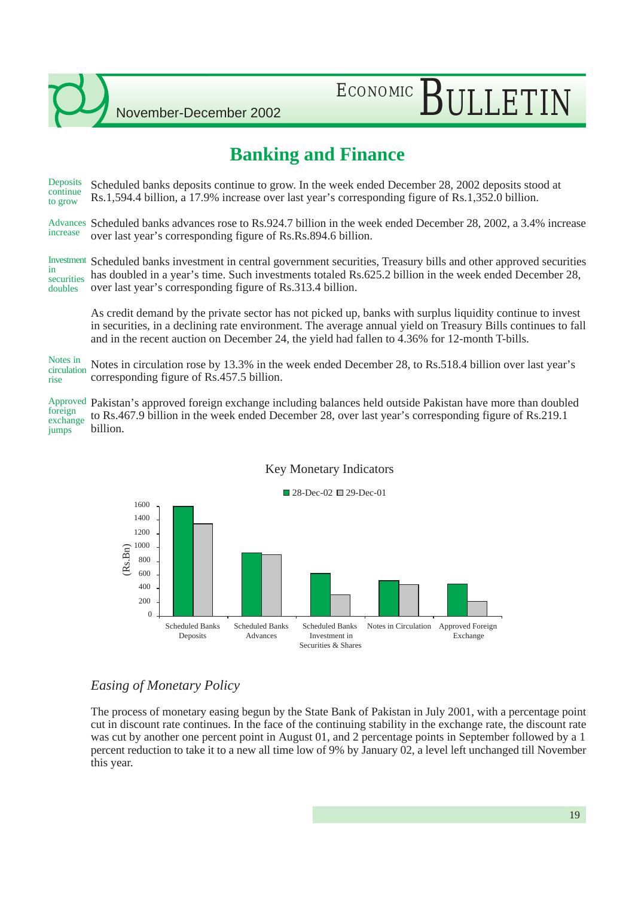# Banking and Finance

**Deposits continue to grow**

Scheduled banks deposits continue to grow. In the week ended December 28, 2002 deposits stood at Rs.1,594.4 billion, a 17.9% increase over last year's corresponding figure of Rs.1,352.0 billion.

**Advances increase**

Scheduled banks advances rose to Rs.924.7 billion in the week ended December 28, 2002, a 3.4% increase over last year's corresponding figure of Rs.Rs.894.6 billion.

**Investment in securities doubles**

Scheduled banks investment in central government securities, Treasury bills and other approved securities has doubled in a year's time. Such investments totaled Rs.625.2 billion in the week ended December 28, over last year's corresponding figure of Rs.313.4 billion.

As credit demand by the private sector has not picked up, banks with surplus liquidity continue to invest in securities, in a declining rate environment. The average annual yield on Treasury Bills continues to fall and in the recent auction on December 24, the yield had fallen to 4.36% for 12-month T-bills.

**Notes in circulation rise**

Notes in circulation rose by 13.3% in the week ended December 28, to Rs.518.4 billion over last year's corresponding figure of Rs.457.5 billion.

**Approved foreign exchange jumps**

Pakistan's approved foreign exchange including balances held outside Pakistan have more than doubled to Rs.467.9 billion in the week ended December 28, over last year's corresponding figure of Rs.219.1 billion.

Key Monetary Indicators

(Rs.Bn) — 28-Dec-02 / 29-Dec-01

Categories: Scheduled Banks Deposits; Scheduled Banks Advances; Scheduled Banks Investment in Securities & Shares; Notes in Circulation; Approved Foreign Exchange

### *Easing of Monetary Policy*

The process of monetary easing begun by the State Bank of Pakistan in July 2001, with a percentage point cut in discount rate continues. In the face of the continuing stability in the exchange rate, the discount rate was cut by another one percent point in August 01, and 2 percentage points in September followed by a 1 percent reduction to take it to a new all time low of 9% by January 02, a level left unchanged till November this year.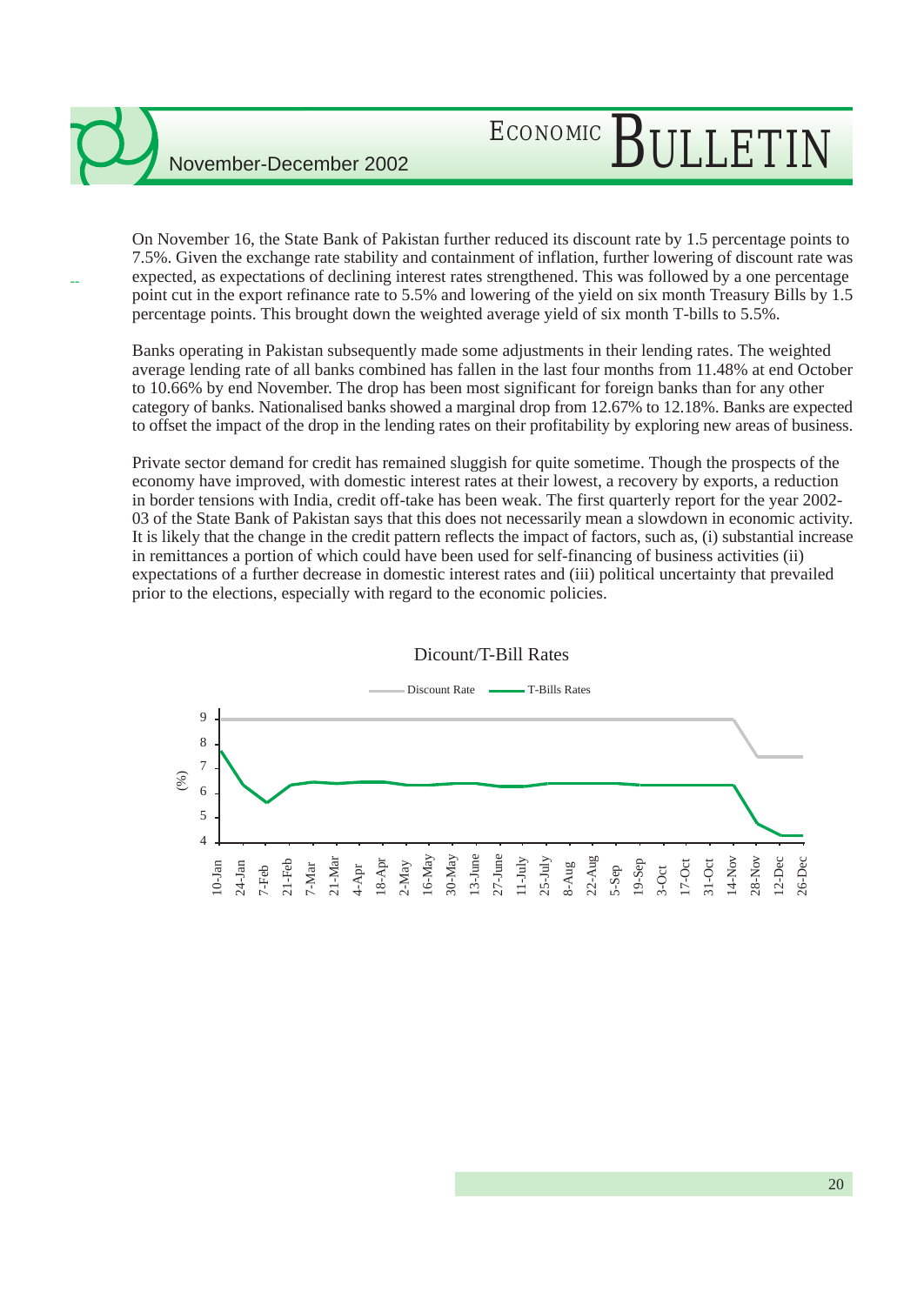On November 16, the State Bank of Pakistan further reduced its discount rate by 1.5 percentage points to 7.5%. Given the exchange rate stability and containment of inflation, further lowering of discount rate was expected, as expectations of declining interest rates strengthened. This was followed by a one percentage point cut in the export refinance rate to 5.5% and lowering of the yield on six month Treasury Bills by 1.5 percentage points. This brought down the weighted average yield of six month T-bills to 5.5%.

Banks operating in Pakistan subsequently made some adjustments in their lending rates. The weighted average lending rate of all banks combined has fallen in the last four months from 11.48% at end October to 10.66% by end November. The drop has been most significant for foreign banks than for any other category of banks. Nationalised banks showed a marginal drop from 12.67% to 12.18%. Banks are expected to offset the impact of the drop in the lending rates on their profitability by exploring new areas of business.

Private sector demand for credit has remained sluggish for quite sometime. Though the prospects of the economy have improved, with domestic interest rates at their lowest, a recovery by exports, a reduction in border tensions with India, credit off-take has been weak. The first quarterly report for the year 2002-03 of the State Bank of Pakistan says that this does not necessarily mean a slowdown in economic activity. It is likely that the change in the credit pattern reflects the impact of factors, such as, (i) substantial increase in remittances a portion of which could have been used for self-financing of business activities (ii) expectations of a further decrease in domestic interest rates and (iii) political uncertainty that prevailed prior to the elections, especially with regard to the economic policies.

Dicount/T-Bill Rates

Discount Rate — T-Bills Rates

(%)

9, 8, 7, 6, 5, 4

10-Jan, 24-Jan, 7-Feb, 21-Feb, 7-Mar, 21-Mar, 4-Apr, 18-Apr, 2-May, 16-May, 30-May, 13-June, 27-June, 11-July, 25-July, 8-Aug, 22-Aug, 5-Sep, 19-Sep, 3-Oct, 17-Oct, 31-Oct, 14-Nov, 28-Nov, 12-Dec, 26-Dec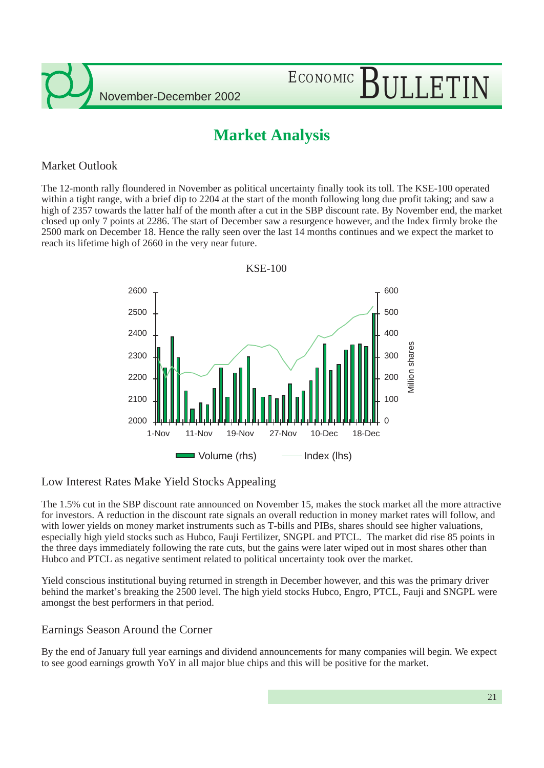# Market Analysis

## Market Outlook

The 12-month rally floundered in November as political uncertainty finally took its toll. The KSE-100 operated within a tight range, with a brief dip to 2204 at the start of the month following long due profit taking; and saw a high of 2357 towards the latter half of the month after a cut in the SBP discount rate. By November end, the market closed up only 7 points at 2286. The start of December saw a resurgence however, and the Index firmly broke the 2500 mark on December 18. Hence the rally seen over the last 14 months continues and we expect the market to reach its lifetime high of 2660 in the very near future.

KSE-100

## Low Interest Rates Make Yield Stocks Appealing

The 1.5% cut in the SBP discount rate announced on November 15, makes the stock market all the more attractive for investors. A reduction in the discount rate signals an overall reduction in money market rates will follow, and with lower yields on money market instruments such as T-bills and PIBs, shares should see higher valuations, especially high yield stocks such as Hubco, Fauji Fertilizer, SNGPL and PTCL. The market did rise 85 points in the three days immediately following the rate cuts, but the gains were later wiped out in most shares other than Hubco and PTCL as negative sentiment related to political uncertainty took over the market.

Yield conscious institutional buying returned in strength in December however, and this was the primary driver behind the market's breaking the 2500 level. The high yield stocks Hubco, Engro, PTCL, Fauji and SNGPL were amongst the best performers in that period.

## Earnings Season Around the Corner

By the end of January full year earnings and dividend announcements for many companies will begin. We expect to see good earnings growth YoY in all major blue chips and this will be positive for the market.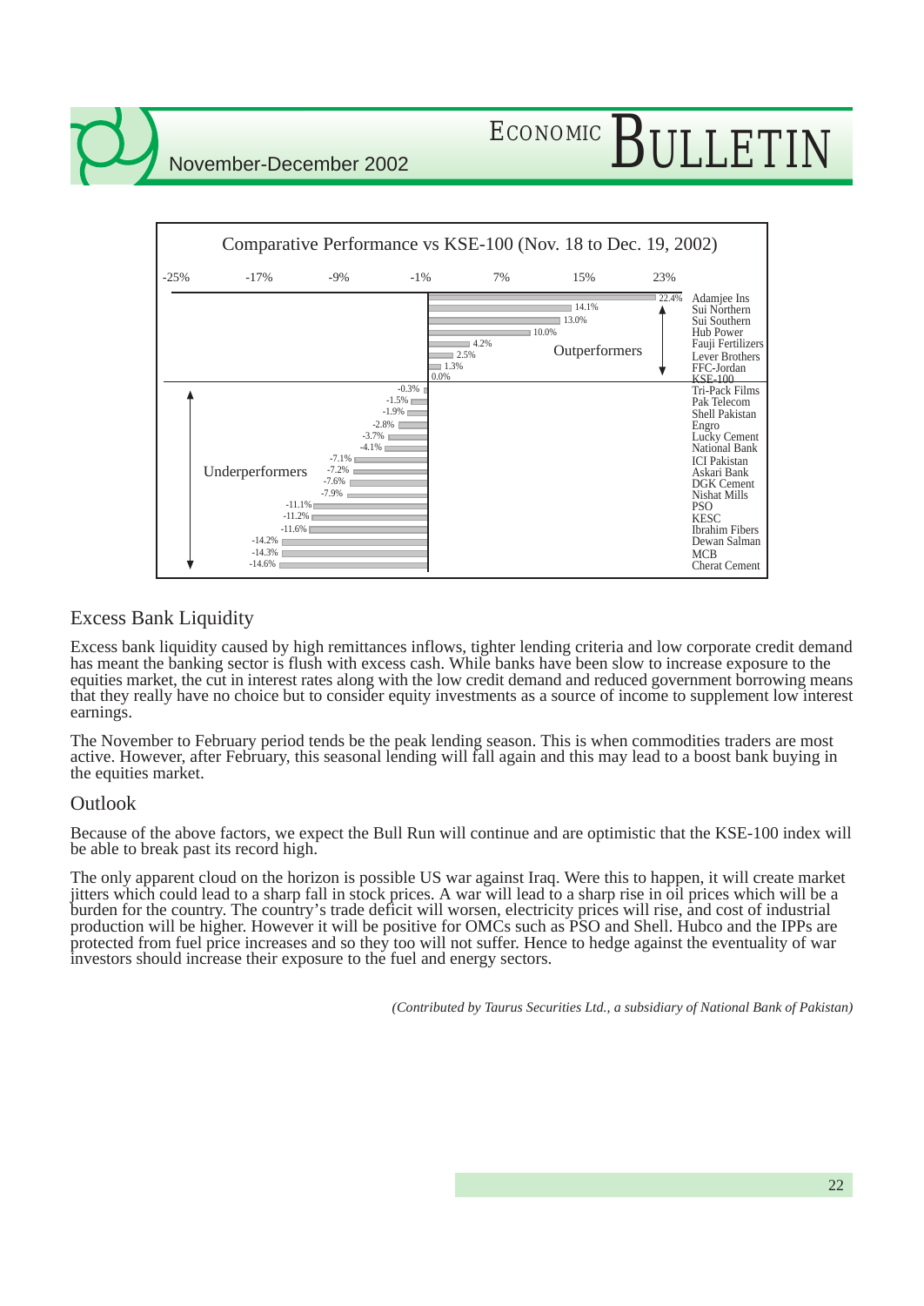## Comparative Performance vs KSE-100 (Nov. 18 to Dec. 19, 2002)

| Company | Performance |
|---|---|
| **Outperformers** | |
| Adamjee Ins | 22.4% |
| Sui Northern | 14.1% |
| Sui Southern | 13.0% |
| Hub Power | 10.0% |
| Fauji Fertilizers | 4.2% |
| Lever Brothers | 2.5% |
| FFC-Jordan | 1.3% |
| KSE-100 | 0.0% |
| **Underperformers** | |
| Tri-Pack Films | -0.3% |
| Pak Telecom | -1.5% |
| Shell Pakistan | -1.9% |
| Engro | -2.8% |
| Lucky Cement | -3.7% |
| National Bank | -4.1% |
| ICI Pakistan | -7.1% |
| Askari Bank | -7.2% |
| DGK Cement | -7.6% |
| Nishat Mills | -7.9% |
| PSO | -11.1% |
| KESC | -11.2% |
| Ibrahim Fibers | -11.6% |
| Dewan Salman | -14.2% |
| MCB | -14.3% |
| Cherat Cement | -14.6% |

## Excess Bank Liquidity

Excess bank liquidity caused by high remittances inflows, tighter lending criteria and low corporate credit demand has meant the banking sector is flush with excess cash. While banks have been slow to increase exposure to the equities market, the cut in interest rates along with the low credit demand and reduced government borrowing means that they really have no choice but to consider equity investments as a source of income to supplement low interest earnings.

The November to February period tends be the peak lending season. This is when commodities traders are most active. However, after February, this seasonal lending will fall again and this may lead to a boost bank buying in the equities market.

## Outlook

Because of the above factors, we expect the Bull Run will continue and are optimistic that the KSE-100 index will be able to break past its record high.

The only apparent cloud on the horizon is possible US war against Iraq. Were this to happen, it will create market jitters which could lead to a sharp fall in stock prices. A war will lead to a sharp rise in oil prices which will be a burden for the country. The country's trade deficit will worsen, electricity prices will rise, and cost of industrial production will be higher. However it will be positive for OMCs such as PSO and Shell. Hubco and the IPPs are protected from fuel price increases and so they too will not suffer. Hence to hedge against the eventuality of war investors should increase their exposure to the fuel and energy sectors.

*(Contributed by Taurus Securities Ltd., a subsidiary of National Bank of Pakistan)*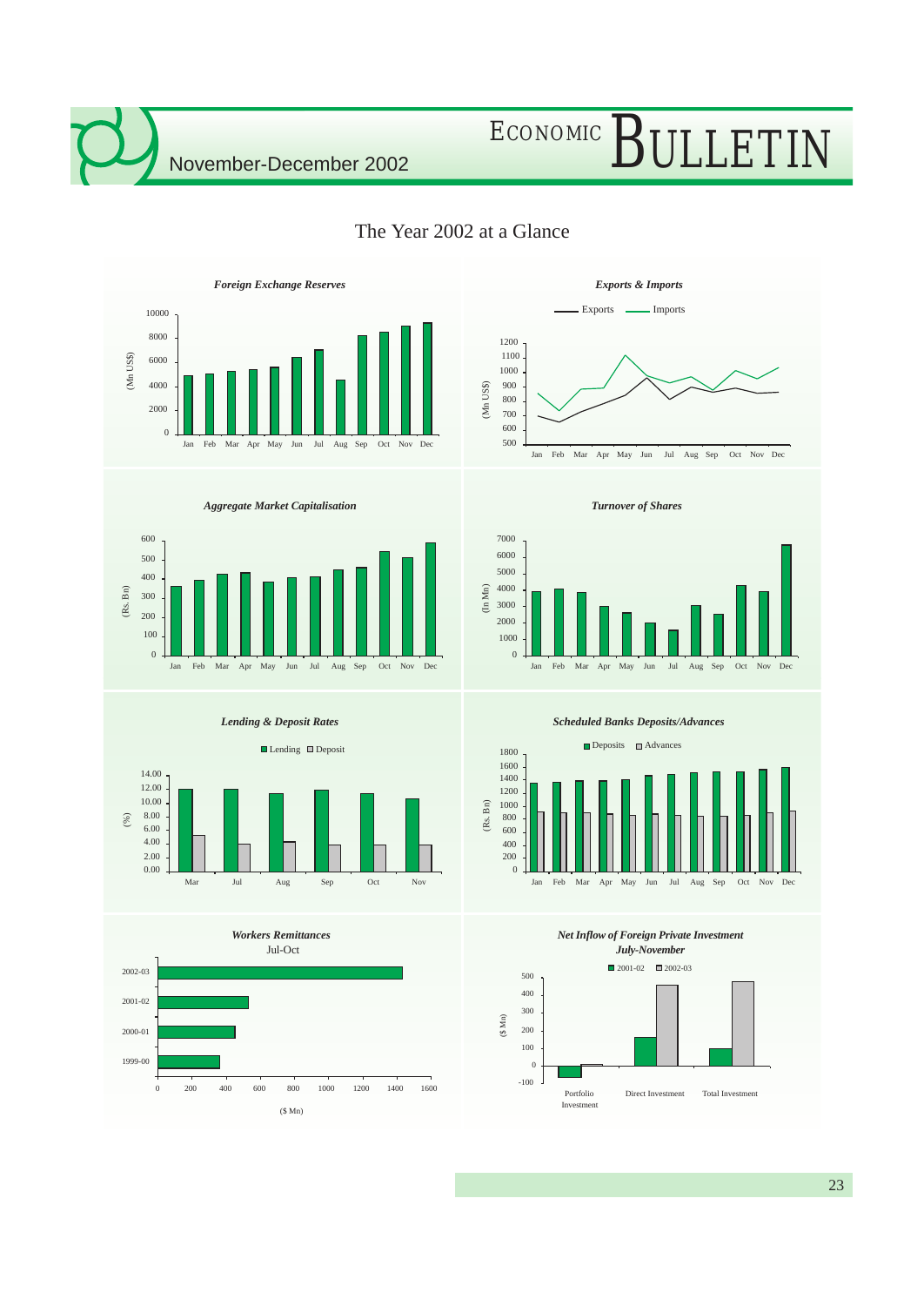# The Year 2002 at a Glance

*Foreign Exchange Reserves*

*Exports & Imports*

*Aggregate Market Capitalisation*

*Turnover of Shares*

*Lending & Deposit Rates*

*Scheduled Banks Deposits/Advances*

*Workers Remittances*
Jul-Oct

*Net Inflow of Foreign Private Investment*
*July-November*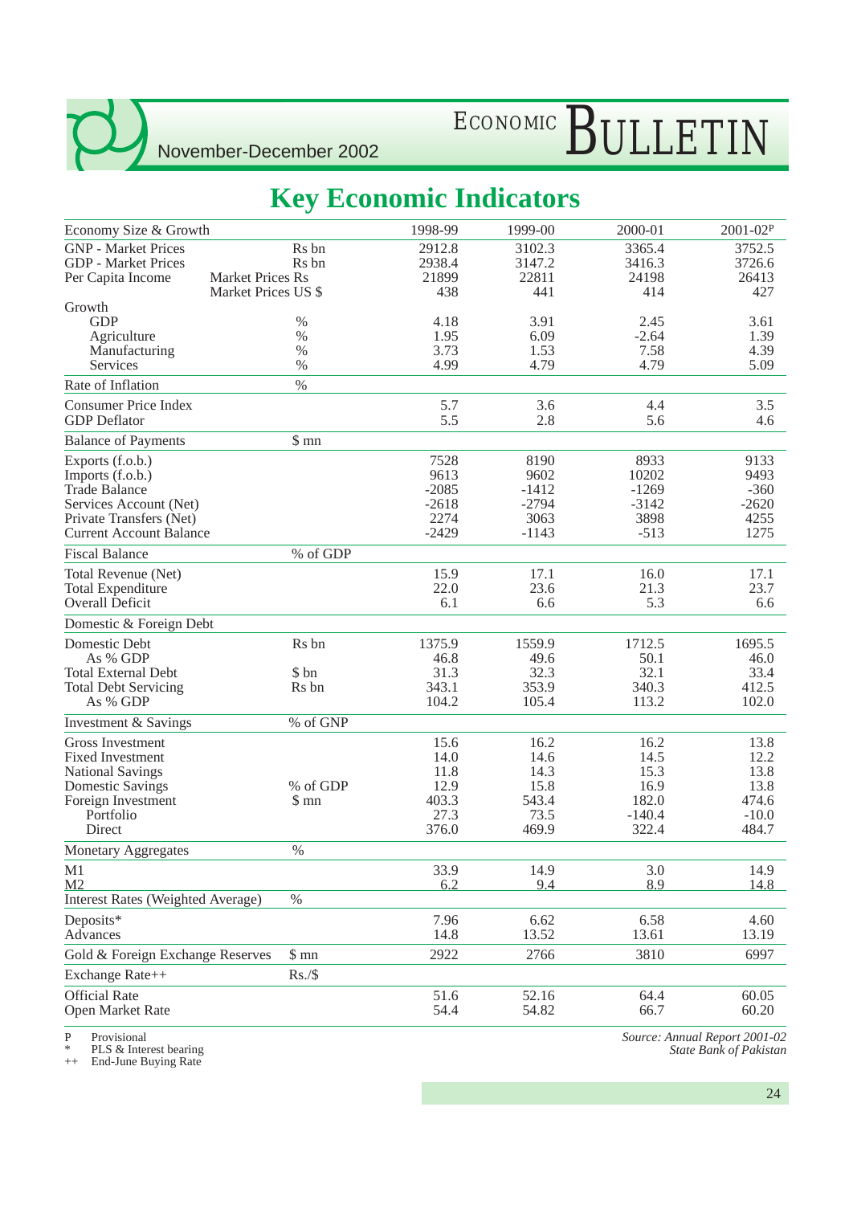# Key Economic Indicators

| Economy Size & Growth | | 1998-99 | 1999-00 | 2000-01 | 2001-02P |
|---|---|---|---|---|---|
| GNP - Market Prices | Rs bn | 2912.8 | 3102.3 | 3365.4 | 3752.5 |
| GDP - Market Prices | Rs bn | 2938.4 | 3147.2 | 3416.3 | 3726.6 |
| Per Capita Income | Market Prices Rs | 21899 | 22811 | 24198 | 26413 |
| | Market Prices US $ | 438 | 441 | 414 | 427 |
| Growth | | | | | |
| GDP | % | 4.18 | 3.91 | 2.45 | 3.61 |
| Agriculture | % | 1.95 | 6.09 | -2.64 | 1.39 |
| Manufacturing | % | 3.73 | 1.53 | 7.58 | 4.39 |
| Services | % | 4.99 | 4.79 | 4.79 | 5.09 |
| Rate of Inflation | % | | | | |
| Consumer Price Index | | 5.7 | 3.6 | 4.4 | 3.5 |
| GDP Deflator | | 5.5 | 2.8 | 5.6 | 4.6 |
| Balance of Payments | $ mn | | | | |
| Exports (f.o.b.) | | 7528 | 8190 | 8933 | 9133 |
| Imports (f.o.b.) | | 9613 | 9602 | 10202 | 9493 |
| Trade Balance | | -2085 | -1412 | -1269 | -360 |
| Services Account (Net) | | -2618 | -2794 | -3142 | -2620 |
| Private Transfers (Net) | | 2274 | 3063 | 3898 | 4255 |
| Current Account Balance | | -2429 | -1143 | -513 | 1275 |
| Fiscal Balance | % of GDP | | | | |
| Total Revenue (Net) | | 15.9 | 17.1 | 16.0 | 17.1 |
| Total Expenditure | | 22.0 | 23.6 | 21.3 | 23.7 |
| Overall Deficit | | 6.1 | 6.6 | 5.3 | 6.6 |
| Domestic & Foreign Debt | | | | | |
| Domestic Debt | Rs bn | 1375.9 | 1559.9 | 1712.5 | 1695.5 |
| As % GDP | | 46.8 | 49.6 | 50.1 | 46.0 |
| Total External Debt | $ bn | 31.3 | 32.3 | 32.1 | 33.4 |
| Total Debt Servicing | Rs bn | 343.1 | 353.9 | 340.3 | 412.5 |
| As % GDP | | 104.2 | 105.4 | 113.2 | 102.0 |
| Investment & Savings | % of GNP | | | | |
| Gross Investment | | 15.6 | 16.2 | 16.2 | 13.8 |
| Fixed Investment | | 14.0 | 14.6 | 14.5 | 12.2 |
| National Savings | | 11.8 | 14.3 | 15.3 | 13.8 |
| Domestic Savings | % of GDP | 12.9 | 15.8 | 16.9 | 13.8 |
| Foreign Investment | $ mn | 403.3 | 543.4 | 182.0 | 474.6 |
| Portfolio | | 27.3 | 73.5 | -140.4 | -10.0 |
| Direct | | 376.0 | 469.9 | 322.4 | 484.7 |
| Monetary Aggregates | % | | | | |
| M1 | | 33.9 | 14.9 | 3.0 | 14.9 |
| M2 | | 6.2 | 9.4 | 8.9 | 14.8 |
| Interest Rates (Weighted Average) | % | | | | |
| Deposits* | | 7.96 | 6.62 | 6.58 | 4.60 |
| Advances | | 14.8 | 13.52 | 13.61 | 13.19 |
| Gold & Foreign Exchange Reserves | $ mn | 2922 | 2766 | 3810 | 6997 |
| Exchange Rate++ | Rs./$ | | | | |
| Official Rate | | 51.6 | 52.16 | 64.4 | 60.05 |
| Open Market Rate | | 54.4 | 54.82 | 66.7 | 60.20 |

P Provisional
\* PLS & Interest bearing
++ End-June Buying Rate

*Source: Annual Report 2001-02*
*State Bank of Pakistan*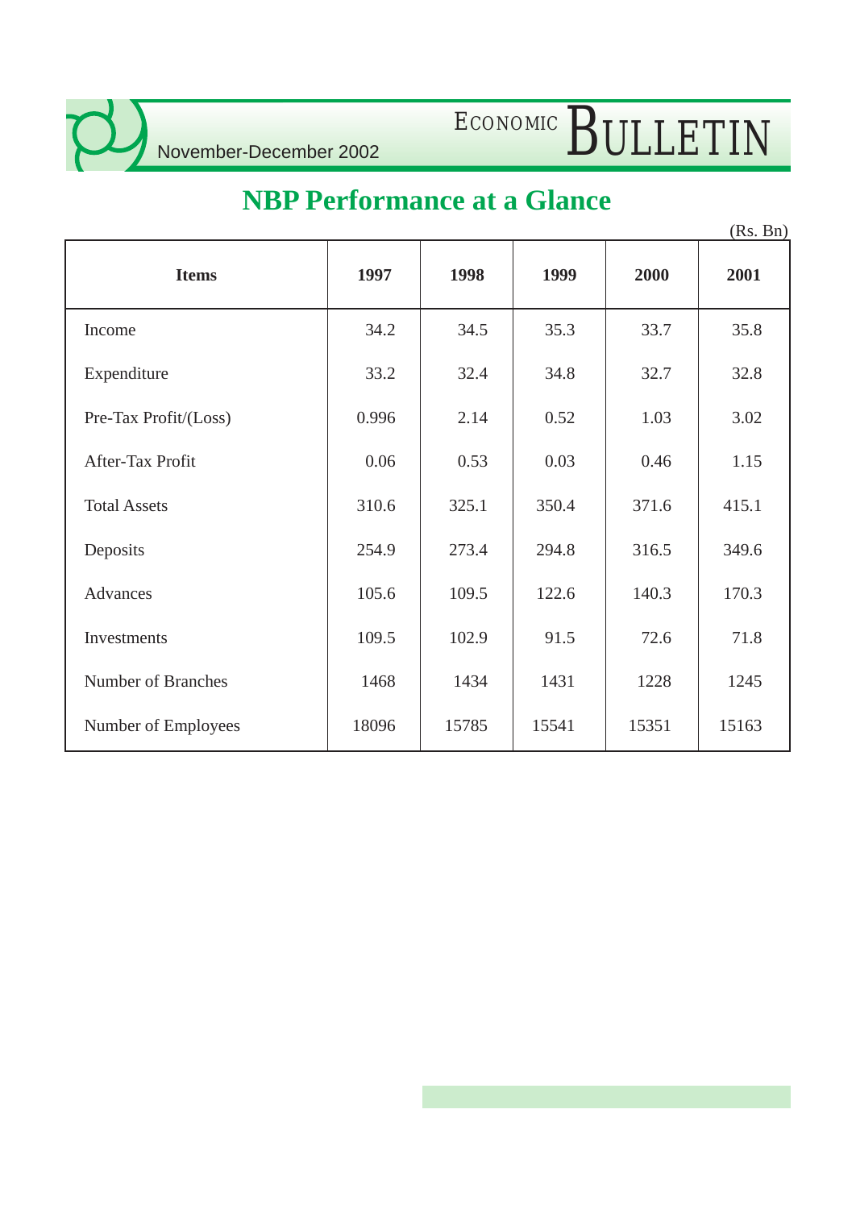# NBP Performance at a Glance

(Rs. Bn)

| Items | 1997 | 1998 | 1999 | 2000 | 2001 |
|---|---|---|---|---|---|
| Income | 34.2 | 34.5 | 35.3 | 33.7 | 35.8 |
| Expenditure | 33.2 | 32.4 | 34.8 | 32.7 | 32.8 |
| Pre-Tax Profit/(Loss) | 0.996 | 2.14 | 0.52 | 1.03 | 3.02 |
| After-Tax Profit | 0.06 | 0.53 | 0.03 | 0.46 | 1.15 |
| Total Assets | 310.6 | 325.1 | 350.4 | 371.6 | 415.1 |
| Deposits | 254.9 | 273.4 | 294.8 | 316.5 | 349.6 |
| Advances | 105.6 | 109.5 | 122.6 | 140.3 | 170.3 |
| Investments | 109.5 | 102.9 | 91.5 | 72.6 | 71.8 |
| Number of Branches | 1468 | 1434 | 1431 | 1228 | 1245 |
| Number of Employees | 18096 | 15785 | 15541 | 15351 | 15163 |